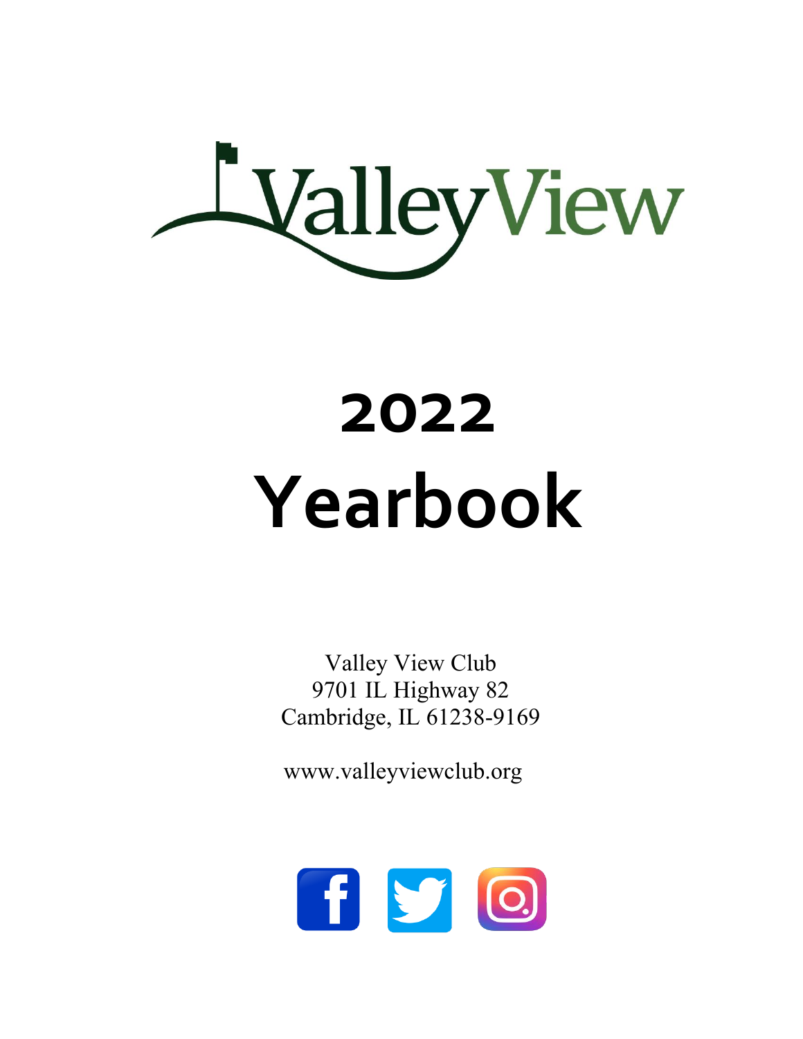# ValleyView

# 2022 Yearbook

Valley View Club
9701 IL Highway 82
Cambridge, IL 61238-9169

www.valleyviewclub.org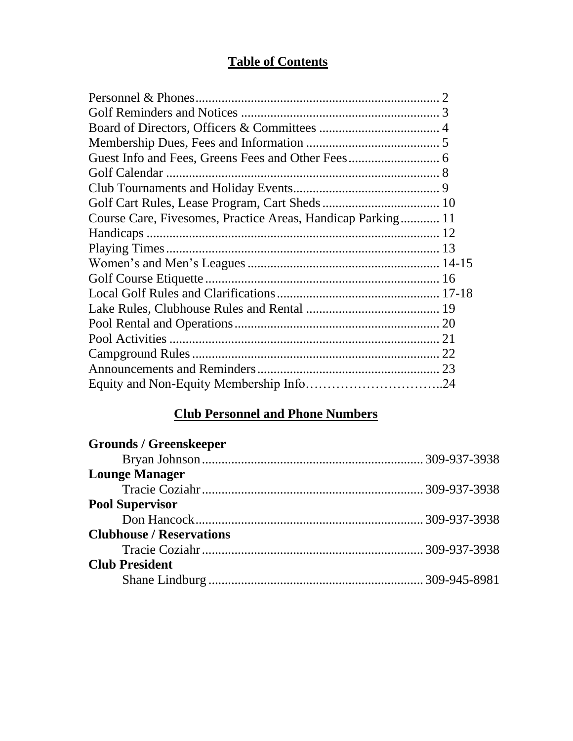## Table of Contents

| | |
|---|---|
| Personnel & Phones | 2 |
| Golf Reminders and Notices | 3 |
| Board of Directors, Officers & Committees | 4 |
| Membership Dues, Fees and Information | 5 |
| Guest Info and Fees, Greens Fees and Other Fees | 6 |
| Golf Calendar | 8 |
| Club Tournaments and Holiday Events | 9 |
| Golf Cart Rules, Lease Program, Cart Sheds | 10 |
| Course Care, Fivesomes, Practice Areas, Handicap Parking | 11 |
| Handicaps | 12 |
| Playing Times | 13 |
| Women's and Men's Leagues | 14-15 |
| Golf Course Etiquette | 16 |
| Local Golf Rules and Clarifications | 17-18 |
| Lake Rules, Clubhouse Rules and Rental | 19 |
| Pool Rental and Operations | 20 |
| Pool Activities | 21 |
| Campground Rules | 22 |
| Announcements and Reminders | 23 |
| Equity and Non-Equity Membership Info | 24 |

## Club Personnel and Phone Numbers

**Grounds / Greenskeeper**
Bryan Johnson ..... 309-937-3938

**Lounge Manager**
Tracie Coziahr ..... 309-937-3938

**Pool Supervisor**
Don Hancock ..... 309-937-3938

**Clubhouse / Reservations**
Tracie Coziahr ..... 309-937-3938

**Club President**
Shane Lindburg ..... 309-945-8981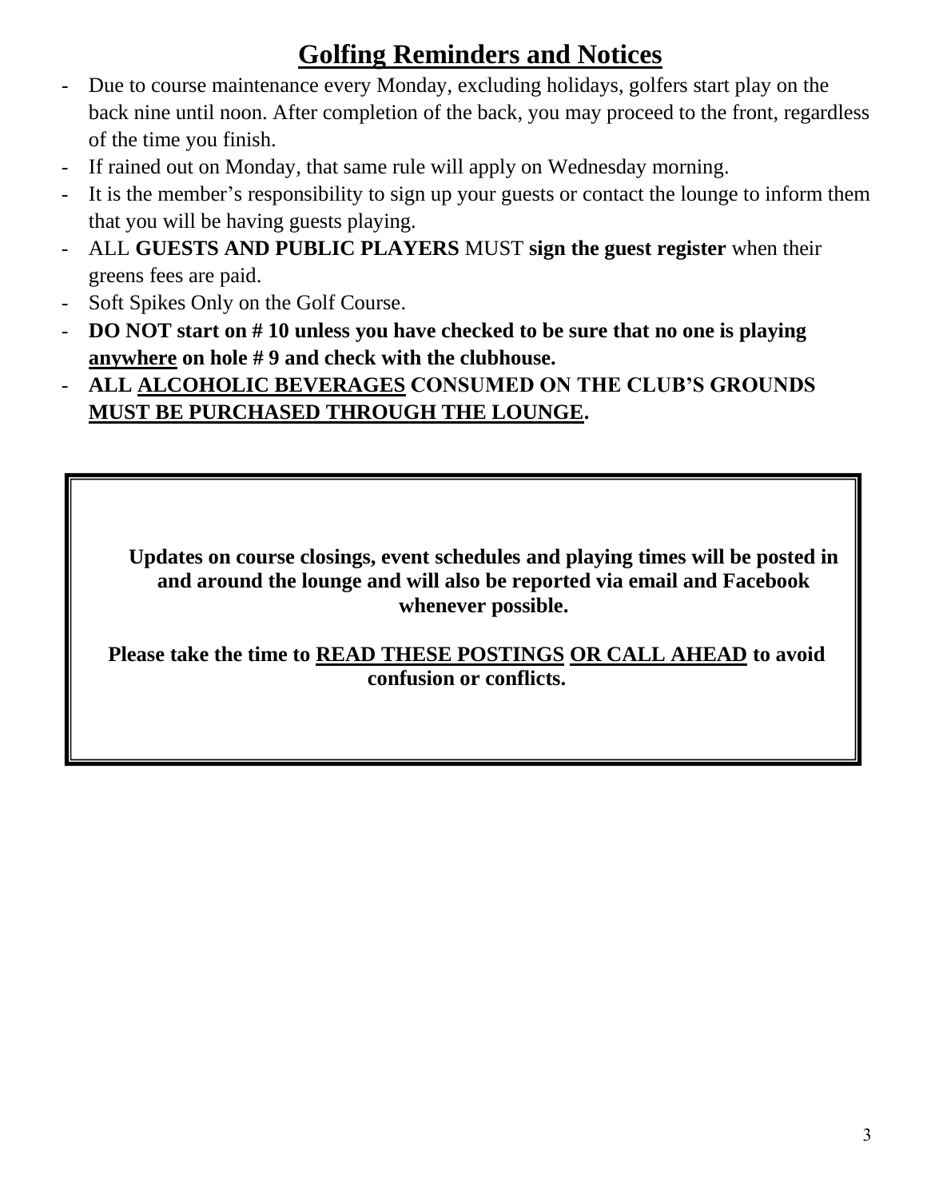# <u>Golfing Reminders and Notices</u>

- Due to course maintenance every Monday, excluding holidays, golfers start play on the back nine until noon. After completion of the back, you may proceed to the front, regardless of the time you finish.
- If rained out on Monday, that same rule will apply on Wednesday morning.
- It is the member's responsibility to sign up your guests or contact the lounge to inform them that you will be having guests playing.
- ALL **GUESTS AND PUBLIC PLAYERS** MUST **sign the guest register** when their greens fees are paid.
- Soft Spikes Only on the Golf Course.
- **DO NOT start on # 10 unless you have checked to be sure that no one is playing <u>anywhere</u> on hole # 9 and check with the clubhouse.**
- **ALL <u>ALCOHOLIC BEVERAGES</u> CONSUMED ON THE CLUB'S GROUNDS <u>MUST BE PURCHASED THROUGH THE LOUNGE</u>.**

**Updates on course closings, event schedules and playing times will be posted in and around the lounge and will also be reported via email and Facebook whenever possible.**

**Please take the time to <u>READ THESE POSTINGS</u> <u>OR CALL AHEAD</u> to avoid confusion or conflicts.**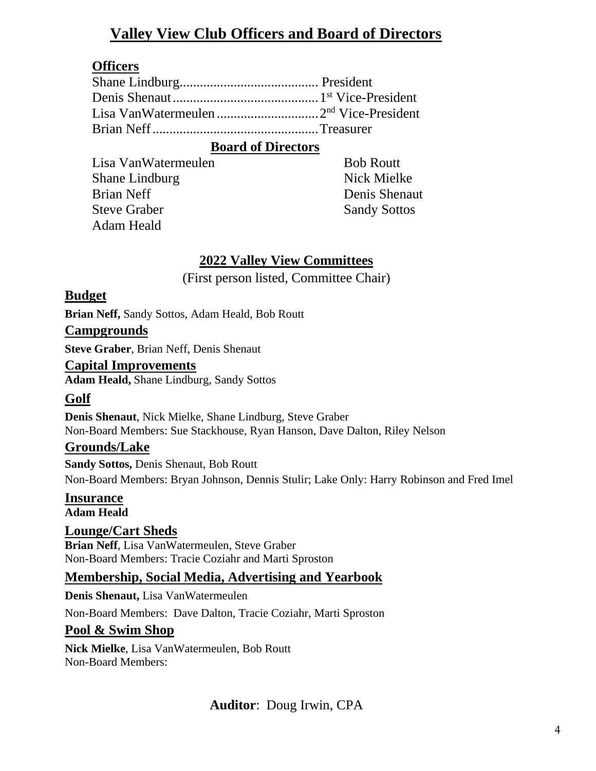# Valley View Club Officers and Board of Directors

## Officers

Shane Lindburg......................................... President
Denis Shenaut........................................... 1st Vice-President
Lisa VanWatermeulen.............................. 2nd Vice-President
Brian Neff................................................ Treasurer

## Board of Directors

Lisa VanWatermeulen
Shane Lindburg
Brian Neff
Steve Graber
Adam Heald
Bob Routt
Nick Mielke
Denis Shenaut
Sandy Sottos

## 2022 Valley View Committees

(First person listed, Committee Chair)

### Budget

**Brian Neff,** Sandy Sottos, Adam Heald, Bob Routt

### Campgrounds

**Steve Graber**, Brian Neff, Denis Shenaut

### Capital Improvements

**Adam Heald,** Shane Lindburg, Sandy Sottos

### Golf

**Denis Shenaut**, Nick Mielke, Shane Lindburg, Steve Graber
Non-Board Members: Sue Stackhouse, Ryan Hanson, Dave Dalton, Riley Nelson

### Grounds/Lake

**Sandy Sottos,** Denis Shenaut, Bob Routt
Non-Board Members: Bryan Johnson, Dennis Stulir; Lake Only: Harry Robinson and Fred Imel

### Insurance

**Adam Heald**

### Lounge/Cart Sheds

**Brian Neff**, Lisa VanWatermeulen, Steve Graber
Non-Board Members: Tracie Coziahr and Marti Sproston

### Membership, Social Media, Advertising and Yearbook

**Denis Shenaut,** Lisa VanWatermeulen

Non-Board Members: Dave Dalton, Tracie Coziahr, Marti Sproston

### Pool & Swim Shop

**Nick Mielke**, Lisa VanWatermeulen, Bob Routt
Non-Board Members:

**Auditor**: Doug Irwin, CPA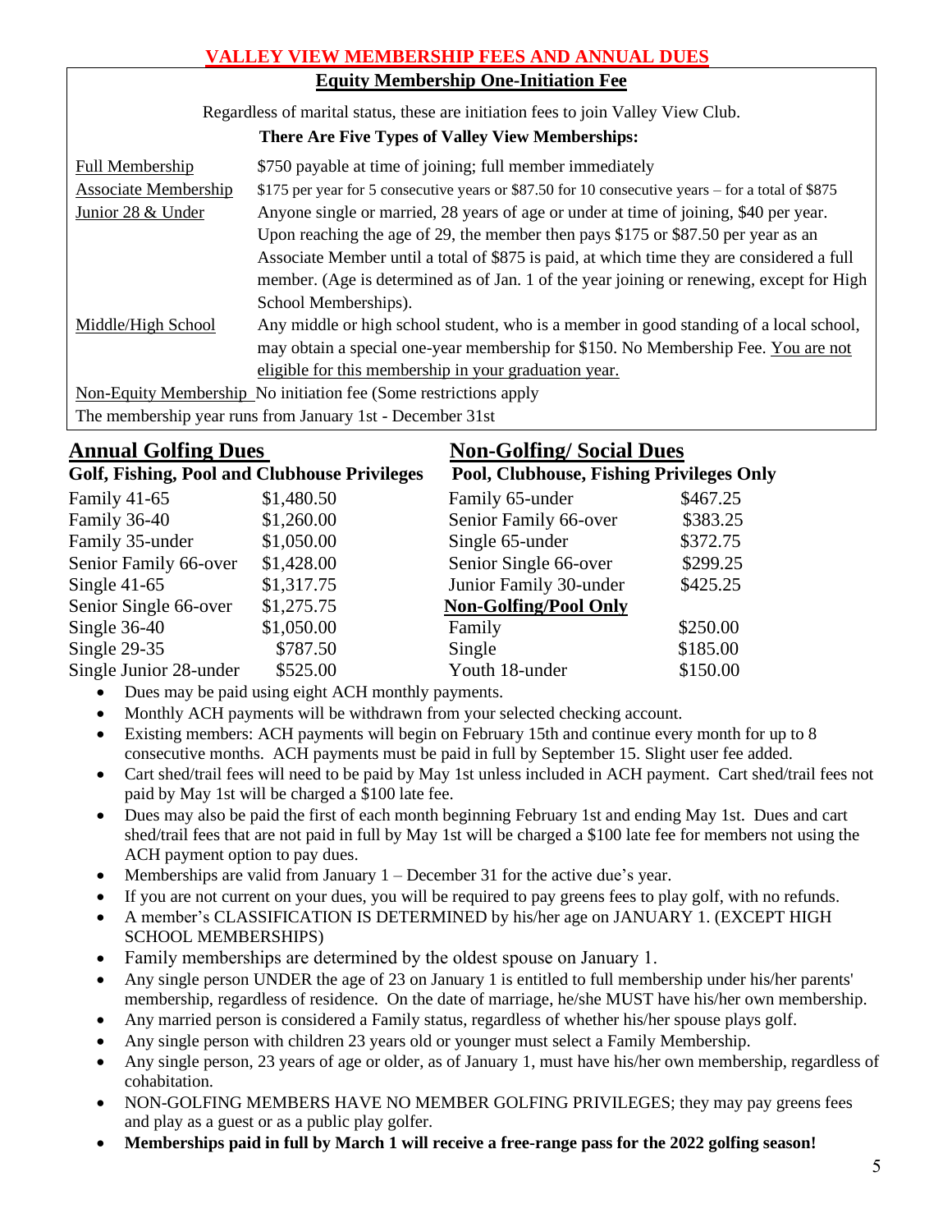# VALLEY VIEW MEMBERSHIP FEES AND ANNUAL DUES

## Equity Membership One-Initiation Fee

Regardless of marital status, these are initiation fees to join Valley View Club.

**There Are Five Types of Valley View Memberships:**

| | |
|---|---|
| Full Membership | $750 payable at time of joining; full member immediately |
| Associate Membership | $175 per year for 5 consecutive years or $87.50 for 10 consecutive years – for a total of $875 |
| Junior 28 & Under | Anyone single or married, 28 years of age or under at time of joining, $40 per year. Upon reaching the age of 29, the member then pays $175 or $87.50 per year as an Associate Member until a total of $875 is paid, at which time they are considered a full member. (Age is determined as of Jan. 1 of the year joining or renewing, except for High School Memberships). |
| Middle/High School | Any middle or high school student, who is a member in good standing of a local school, may obtain a special one-year membership for $150. No Membership Fee. You are not eligible for this membership in your graduation year. |

Non-Equity Membership No initiation fee (Some restrictions apply

The membership year runs from January 1st - December 31st

## Annual Golfing Dues

**Golf, Fishing, Pool and Clubhouse Privileges**

| | |
|---|---|
| Family 41-65 | $1,480.50 |
| Family 36-40 | $1,260.00 |
| Family 35-under | $1,050.00 |
| Senior Family 66-over | $1,428.00 |
| Single 41-65 | $1,317.75 |
| Senior Single 66-over | $1,275.75 |
| Single 36-40 | $1,050.00 |
| Single 29-35 | $787.50 |
| Single Junior 28-under | $525.00 |

## Non-Golfing/ Social Dues

**Pool, Clubhouse, Fishing Privileges Only**

| | |
|---|---|
| Family 65-under | $467.25 |
| Senior Family 66-over | $383.25 |
| Single 65-under | $372.75 |
| Senior Single 66-over | $299.25 |
| Junior Family 30-under | $425.25 |
| **Non-Golfing/Pool Only** | |
| Family | $250.00 |
| Single | $185.00 |
| Youth 18-under | $150.00 |

- Dues may be paid using eight ACH monthly payments.
- Monthly ACH payments will be withdrawn from your selected checking account.
- Existing members: ACH payments will begin on February 15th and continue every month for up to 8 consecutive months. ACH payments must be paid in full by September 15. Slight user fee added.
- Cart shed/trail fees will need to be paid by May 1st unless included in ACH payment. Cart shed/trail fees not paid by May 1st will be charged a $100 late fee.
- Dues may also be paid the first of each month beginning February 1st and ending May 1st. Dues and cart shed/trail fees that are not paid in full by May 1st will be charged a $100 late fee for members not using the ACH payment option to pay dues.
- Memberships are valid from January 1 – December 31 for the active due's year.
- If you are not current on your dues, you will be required to pay greens fees to play golf, with no refunds.
- A member's CLASSIFICATION IS DETERMINED by his/her age on JANUARY 1. (EXCEPT HIGH SCHOOL MEMBERSHIPS)
- Family memberships are determined by the oldest spouse on January 1.
- Any single person UNDER the age of 23 on January 1 is entitled to full membership under his/her parents' membership, regardless of residence. On the date of marriage, he/she MUST have his/her own membership.
- Any married person is considered a Family status, regardless of whether his/her spouse plays golf.
- Any single person with children 23 years old or younger must select a Family Membership.
- Any single person, 23 years of age or older, as of January 1, must have his/her own membership, regardless of cohabitation.
- NON-GOLFING MEMBERS HAVE NO MEMBER GOLFING PRIVILEGES; they may pay greens fees and play as a guest or as a public play golfer.
- **Memberships paid in full by March 1 will receive a free-range pass for the 2022 golfing season!**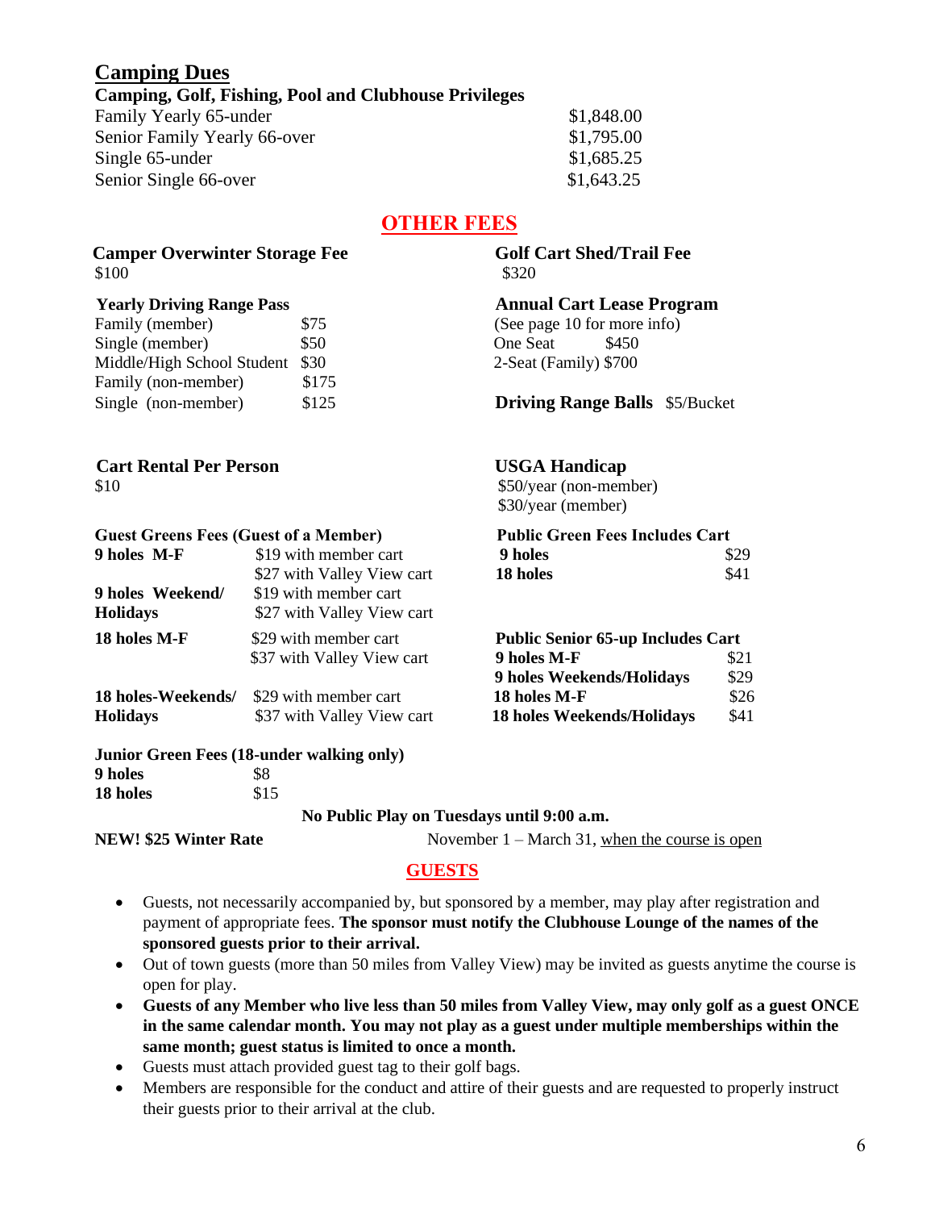## Camping Dues

**Camping, Golf, Fishing, Pool and Clubhouse Privileges**

| | |
|---|---|
| Family Yearly 65-under | $1,848.00 |
| Senior Family Yearly 66-over | $1,795.00 |
| Single 65-under | $1,685.25 |
| Senior Single 66-over | $1,643.25 |

## OTHER FEES

**Camper Overwinter Storage Fee**
$100

**Yearly Driving Range Pass**

| | |
|---|---|
| Family (member) | $75 |
| Single (member) | $50 |
| Middle/High School Student | $30 |
| Family (non-member) | $175 |
| Single (non-member) | $125 |

**Cart Rental Per Person**
$10

**Guest Greens Fees (Guest of a Member)**

| | |
|---|---|
| **9 holes M-F** | $19 with member cart |
| | $27 with Valley View cart |
| **9 holes Weekend/ Holidays** | $19 with member cart |
| | $27 with Valley View cart |
| **18 holes M-F** | $29 with member cart |
| | $37 with Valley View cart |
| **18 holes-Weekends/ Holidays** | $29 with member cart |
| | $37 with Valley View cart |

**Junior Green Fees (18-under walking only)**

| | |
|---|---|
| **9 holes** | $8 |
| **18 holes** | $15 |

**Golf Cart Shed/Trail Fee**
$320

**Annual Cart Lease Program**
(See page 10 for more info)
One Seat $450
2-Seat (Family) $700

**Driving Range Balls** $5/Bucket

**USGA Handicap**
$50/year (non-member)
$30/year (member)

**Public Green Fees Includes Cart**

| | |
|---|---|
| **9 holes** | $29 |
| **18 holes** | $41 |

**Public Senior 65-up Includes Cart**

| | |
|---|---|
| **9 holes M-F** | $21 |
| **9 holes Weekends/Holidays** | $29 |
| **18 holes M-F** | $26 |
| **18 holes Weekends/Holidays** | $41 |

**No Public Play on Tuesdays until 9:00 a.m.**

**NEW! $25 Winter Rate** November 1 – March 31, when the course is open

## GUESTS

- Guests, not necessarily accompanied by, but sponsored by a member, may play after registration and payment of appropriate fees. **The sponsor must notify the Clubhouse Lounge of the names of the sponsored guests prior to their arrival.**
- Out of town guests (more than 50 miles from Valley View) may be invited as guests anytime the course is open for play.
- **Guests of any Member who live less than 50 miles from Valley View, may only golf as a guest ONCE in the same calendar month. You may not play as a guest under multiple memberships within the same month; guest status is limited to once a month.**
- Guests must attach provided guest tag to their golf bags.
- Members are responsible for the conduct and attire of their guests and are requested to properly instruct their guests prior to their arrival at the club.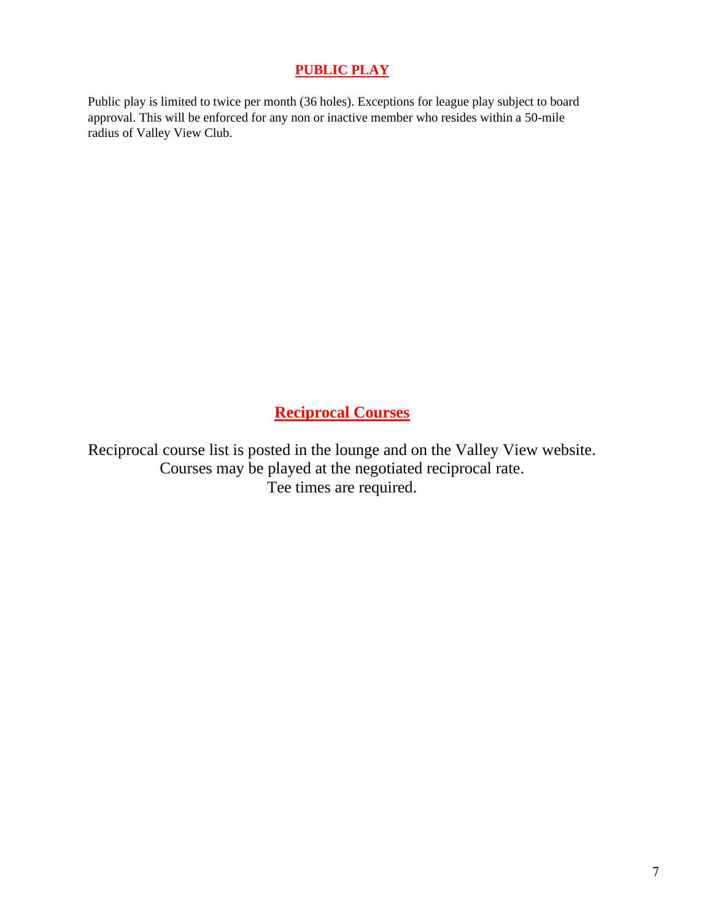## **PUBLIC PLAY**

Public play is limited to twice per month (36 holes). Exceptions for league play subject to board approval. This will be enforced for any non or inactive member who resides within a 50-mile radius of Valley View Club.

## **Reciprocal Courses**

Reciprocal course list is posted in the lounge and on the Valley View website.
Courses may be played at the negotiated reciprocal rate.
Tee times are required.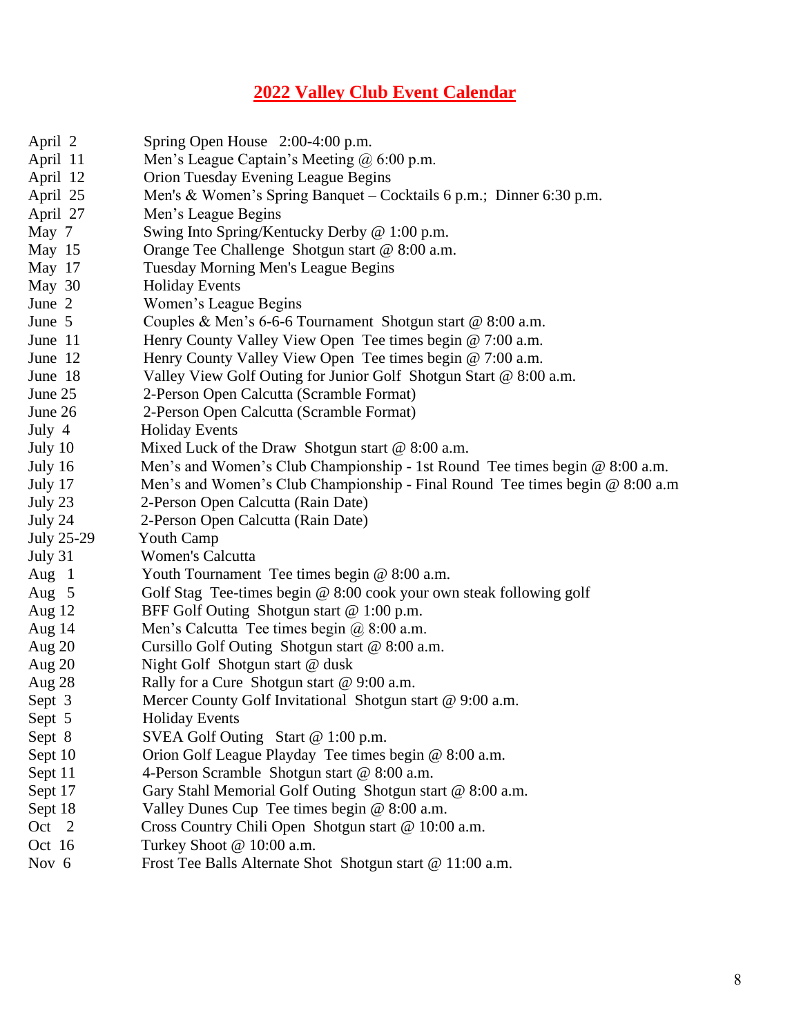# 2022 Valley Club Event Calendar

| Date | Event |
|---|---|
| April 2 | Spring Open House 2:00-4:00 p.m. |
| April 11 | Men's League Captain's Meeting @ 6:00 p.m. |
| April 12 | Orion Tuesday Evening League Begins |
| April 25 | Men's & Women's Spring Banquet – Cocktails 6 p.m.; Dinner 6:30 p.m. |
| April 27 | Men's League Begins |
| May 7 | Swing Into Spring/Kentucky Derby @ 1:00 p.m. |
| May 15 | Orange Tee Challenge Shotgun start @ 8:00 a.m. |
| May 17 | Tuesday Morning Men's League Begins |
| May 30 | Holiday Events |
| June 2 | Women's League Begins |
| June 5 | Couples & Men's 6-6-6 Tournament Shotgun start @ 8:00 a.m. |
| June 11 | Henry County Valley View Open Tee times begin @ 7:00 a.m. |
| June 12 | Henry County Valley View Open Tee times begin @ 7:00 a.m. |
| June 18 | Valley View Golf Outing for Junior Golf Shotgun Start @ 8:00 a.m. |
| June 25 | 2-Person Open Calcutta (Scramble Format) |
| June 26 | 2-Person Open Calcutta (Scramble Format) |
| July 4 | Holiday Events |
| July 10 | Mixed Luck of the Draw Shotgun start @ 8:00 a.m. |
| July 16 | Men's and Women's Club Championship - 1st Round Tee times begin @ 8:00 a.m. |
| July 17 | Men's and Women's Club Championship - Final Round Tee times begin @ 8:00 a.m |
| July 23 | 2-Person Open Calcutta (Rain Date) |
| July 24 | 2-Person Open Calcutta (Rain Date) |
| July 25-29 | Youth Camp |
| July 31 | Women's Calcutta |
| Aug 1 | Youth Tournament Tee times begin @ 8:00 a.m. |
| Aug 5 | Golf Stag Tee-times begin @ 8:00 cook your own steak following golf |
| Aug 12 | BFF Golf Outing Shotgun start @ 1:00 p.m. |
| Aug 14 | Men's Calcutta Tee times begin @ 8:00 a.m. |
| Aug 20 | Cursillo Golf Outing Shotgun start @ 8:00 a.m. |
| Aug 20 | Night Golf Shotgun start @ dusk |
| Aug 28 | Rally for a Cure Shotgun start @ 9:00 a.m. |
| Sept 3 | Mercer County Golf Invitational Shotgun start @ 9:00 a.m. |
| Sept 5 | Holiday Events |
| Sept 8 | SVEA Golf Outing Start @ 1:00 p.m. |
| Sept 10 | Orion Golf League Playday Tee times begin @ 8:00 a.m. |
| Sept 11 | 4-Person Scramble Shotgun start @ 8:00 a.m. |
| Sept 17 | Gary Stahl Memorial Golf Outing Shotgun start @ 8:00 a.m. |
| Sept 18 | Valley Dunes Cup Tee times begin @ 8:00 a.m. |
| Oct 2 | Cross Country Chili Open Shotgun start @ 10:00 a.m. |
| Oct 16 | Turkey Shoot @ 10:00 a.m. |
| Nov 6 | Frost Tee Balls Alternate Shot Shotgun start @ 11:00 a.m. |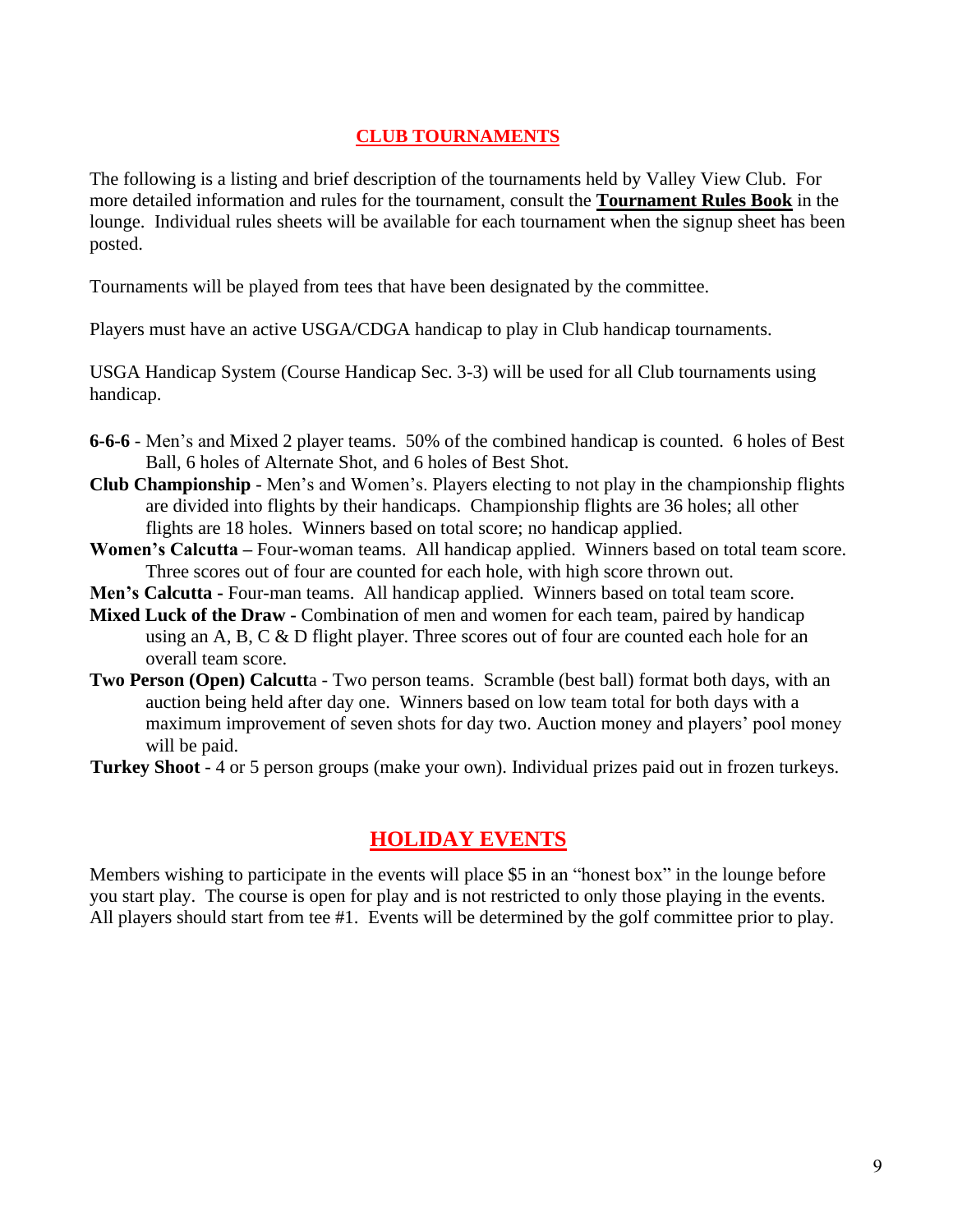## CLUB TOURNAMENTS

The following is a listing and brief description of the tournaments held by Valley View Club. For more detailed information and rules for the tournament, consult the **Tournament Rules Book** in the lounge. Individual rules sheets will be available for each tournament when the signup sheet has been posted.

Tournaments will be played from tees that have been designated by the committee.

Players must have an active USGA/CDGA handicap to play in Club handicap tournaments.

USGA Handicap System (Course Handicap Sec. 3-3) will be used for all Club tournaments using handicap.

**6-6-6** - Men's and Mixed 2 player teams. 50% of the combined handicap is counted. 6 holes of Best Ball, 6 holes of Alternate Shot, and 6 holes of Best Shot.

**Club Championship** - Men's and Women's. Players electing to not play in the championship flights are divided into flights by their handicaps. Championship flights are 36 holes; all other flights are 18 holes. Winners based on total score; no handicap applied.

**Women's Calcutta** – Four-woman teams. All handicap applied. Winners based on total team score. Three scores out of four are counted for each hole, with high score thrown out.

**Men's Calcutta** - Four-man teams. All handicap applied. Winners based on total team score.

**Mixed Luck of the Draw** - Combination of men and women for each team, paired by handicap using an A, B, C & D flight player. Three scores out of four are counted each hole for an overall team score.

**Two Person (Open) Calcutt**a - Two person teams. Scramble (best ball) format both days, with an auction being held after day one. Winners based on low team total for both days with a maximum improvement of seven shots for day two. Auction money and players' pool money will be paid.

**Turkey Shoot** - 4 or 5 person groups (make your own). Individual prizes paid out in frozen turkeys.

## HOLIDAY EVENTS

Members wishing to participate in the events will place $5 in an "honest box" in the lounge before you start play. The course is open for play and is not restricted to only those playing in the events. All players should start from tee #1. Events will be determined by the golf committee prior to play.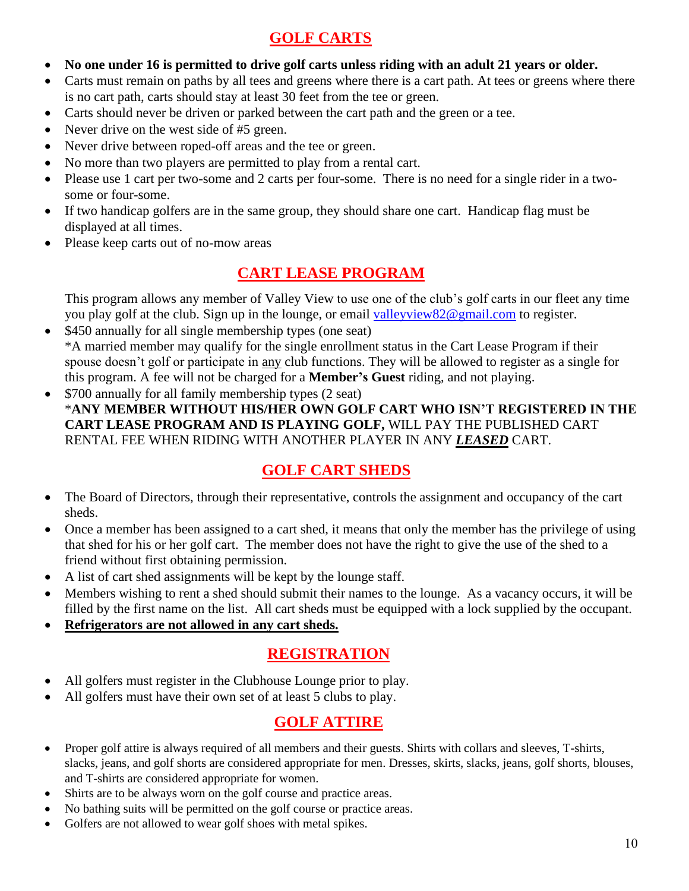## GOLF CARTS

- **No one under 16 is permitted to drive golf carts unless riding with an adult 21 years or older.**
- Carts must remain on paths by all tees and greens where there is a cart path. At tees or greens where there is no cart path, carts should stay at least 30 feet from the tee or green.
- Carts should never be driven or parked between the cart path and the green or a tee.
- Never drive on the west side of #5 green.
- Never drive between roped-off areas and the tee or green.
- No more than two players are permitted to play from a rental cart.
- Please use 1 cart per two-some and 2 carts per four-some. There is no need for a single rider in a two-some or four-some.
- If two handicap golfers are in the same group, they should share one cart. Handicap flag must be displayed at all times.
- Please keep carts out of no-mow areas

## CART LEASE PROGRAM

This program allows any member of Valley View to use one of the club's golf carts in our fleet any time you play golf at the club. Sign up in the lounge, or email valleyview82@gmail.com to register.

- $450 annually for all single membership types (one seat)
  *A married member may qualify for the single enrollment status in the Cart Lease Program if their spouse doesn't golf or participate in any club functions. They will be allowed to register as a single for this program. A fee will not be charged for a **Member's Guest** riding, and not playing.
- $700 annually for all family membership types (2 seat)
  ***ANY MEMBER WITHOUT HIS/HER OWN GOLF CART WHO ISN'T REGISTERED IN THE CART LEASE PROGRAM AND IS PLAYING GOLF,** WILL PAY THE PUBLISHED CART RENTAL FEE WHEN RIDING WITH ANOTHER PLAYER IN ANY ***LEASED*** CART.

## GOLF CART SHEDS

- The Board of Directors, through their representative, controls the assignment and occupancy of the cart sheds.
- Once a member has been assigned to a cart shed, it means that only the member has the privilege of using that shed for his or her golf cart. The member does not have the right to give the use of the shed to a friend without first obtaining permission.
- A list of cart shed assignments will be kept by the lounge staff.
- Members wishing to rent a shed should submit their names to the lounge. As a vacancy occurs, it will be filled by the first name on the list. All cart sheds must be equipped with a lock supplied by the occupant.
- **Refrigerators are not allowed in any cart sheds.**

## REGISTRATION

- All golfers must register in the Clubhouse Lounge prior to play.
- All golfers must have their own set of at least 5 clubs to play.

## GOLF ATTIRE

- Proper golf attire is always required of all members and their guests. Shirts with collars and sleeves, T-shirts, slacks, jeans, and golf shorts are considered appropriate for men. Dresses, skirts, slacks, jeans, golf shorts, blouses, and T-shirts are considered appropriate for women.
- Shirts are to be always worn on the golf course and practice areas.
- No bathing suits will be permitted on the golf course or practice areas.
- Golfers are not allowed to wear golf shoes with metal spikes.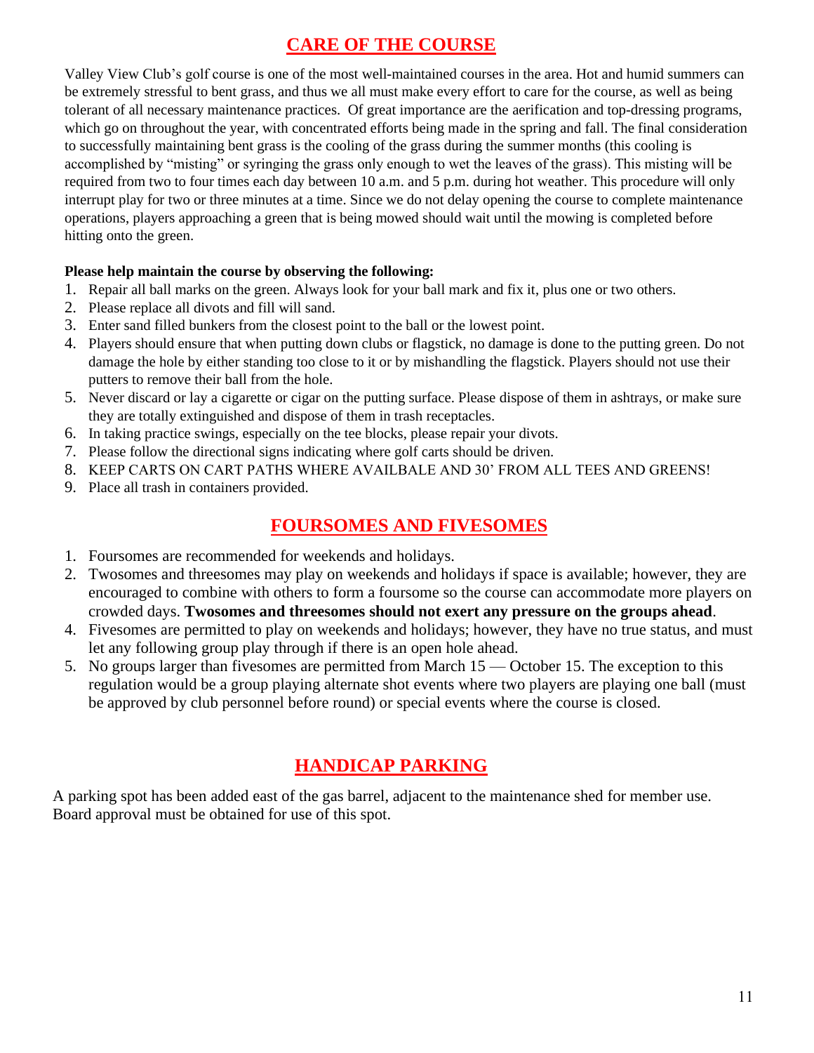## CARE OF THE COURSE

Valley View Club's golf course is one of the most well-maintained courses in the area. Hot and humid summers can be extremely stressful to bent grass, and thus we all must make every effort to care for the course, as well as being tolerant of all necessary maintenance practices. Of great importance are the aerification and top-dressing programs, which go on throughout the year, with concentrated efforts being made in the spring and fall. The final consideration to successfully maintaining bent grass is the cooling of the grass during the summer months (this cooling is accomplished by "misting" or syringing the grass only enough to wet the leaves of the grass). This misting will be required from two to four times each day between 10 a.m. and 5 p.m. during hot weather. This procedure will only interrupt play for two or three minutes at a time. Since we do not delay opening the course to complete maintenance operations, players approaching a green that is being mowed should wait until the mowing is completed before hitting onto the green.

**Please help maintain the course by observing the following:**

1. Repair all ball marks on the green. Always look for your ball mark and fix it, plus one or two others.
2. Please replace all divots and fill will sand.
3. Enter sand filled bunkers from the closest point to the ball or the lowest point.
4. Players should ensure that when putting down clubs or flagstick, no damage is done to the putting green. Do not damage the hole by either standing too close to it or by mishandling the flagstick. Players should not use their putters to remove their ball from the hole.
5. Never discard or lay a cigarette or cigar on the putting surface. Please dispose of them in ashtrays, or make sure they are totally extinguished and dispose of them in trash receptacles.
6. In taking practice swings, especially on the tee blocks, please repair your divots.
7. Please follow the directional signs indicating where golf carts should be driven.
8. KEEP CARTS ON CART PATHS WHERE AVAILBALE AND 30' FROM ALL TEES AND GREENS!
9. Place all trash in containers provided.

## FOURSOMES AND FIVESOMES

1. Foursomes are recommended for weekends and holidays.
2. Twosomes and threesomes may play on weekends and holidays if space is available; however, they are encouraged to combine with others to form a foursome so the course can accommodate more players on crowded days. **Twosomes and threesomes should not exert any pressure on the groups ahead**.
4. Fivesomes are permitted to play on weekends and holidays; however, they have no true status, and must let any following group play through if there is an open hole ahead.
5. No groups larger than fivesomes are permitted from March 15 — October 15. The exception to this regulation would be a group playing alternate shot events where two players are playing one ball (must be approved by club personnel before round) or special events where the course is closed.

## HANDICAP PARKING

A parking spot has been added east of the gas barrel, adjacent to the maintenance shed for member use. Board approval must be obtained for use of this spot.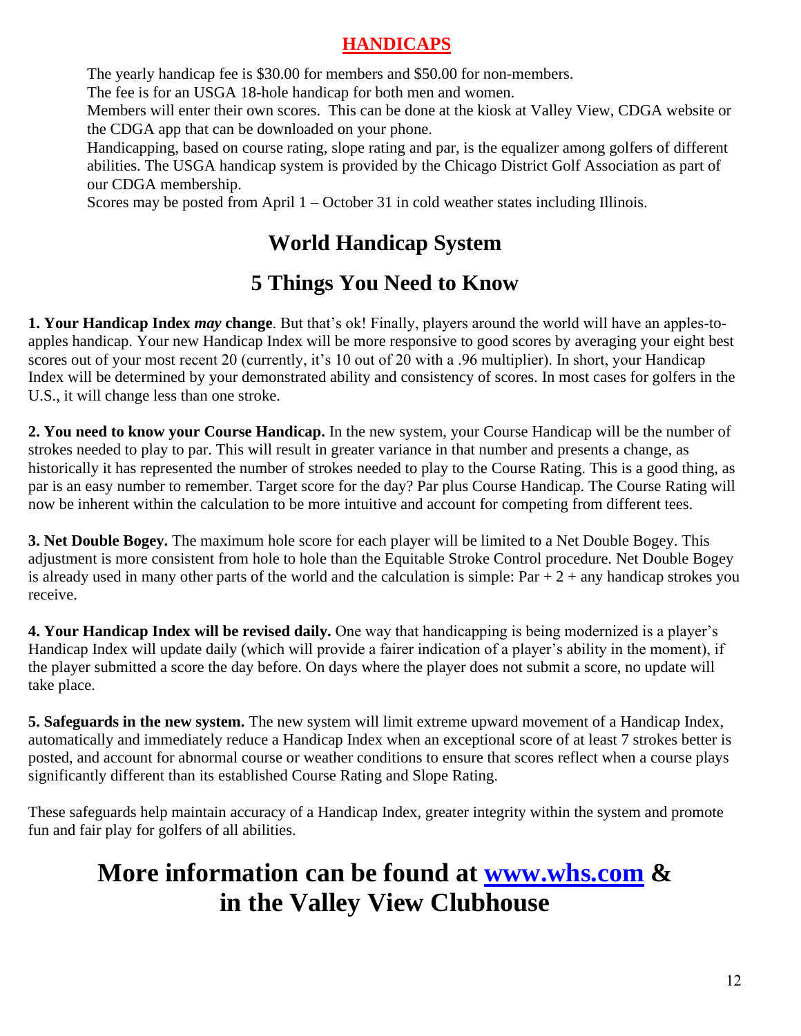# HANDICAPS

The yearly handicap fee is $30.00 for members and $50.00 for non-members.
The fee is for an USGA 18-hole handicap for both men and women.
Members will enter their own scores. This can be done at the kiosk at Valley View, CDGA website or the CDGA app that can be downloaded on your phone.
Handicapping, based on course rating, slope rating and par, is the equalizer among golfers of different abilities. The USGA handicap system is provided by the Chicago District Golf Association as part of our CDGA membership.
Scores may be posted from April 1 – October 31 in cold weather states including Illinois.

## World Handicap System

## 5 Things You Need to Know

**1. Your Handicap Index *may* change**. But that's ok! Finally, players around the world will have an apples-to-apples handicap. Your new Handicap Index will be more responsive to good scores by averaging your eight best scores out of your most recent 20 (currently, it's 10 out of 20 with a .96 multiplier). In short, your Handicap Index will be determined by your demonstrated ability and consistency of scores. In most cases for golfers in the U.S., it will change less than one stroke.

**2. You need to know your Course Handicap.** In the new system, your Course Handicap will be the number of strokes needed to play to par. This will result in greater variance in that number and presents a change, as historically it has represented the number of strokes needed to play to the Course Rating. This is a good thing, as par is an easy number to remember. Target score for the day? Par plus Course Handicap. The Course Rating will now be inherent within the calculation to be more intuitive and account for competing from different tees.

**3. Net Double Bogey.** The maximum hole score for each player will be limited to a Net Double Bogey. This adjustment is more consistent from hole to hole than the Equitable Stroke Control procedure. Net Double Bogey is already used in many other parts of the world and the calculation is simple: Par + 2 + any handicap strokes you receive.

**4. Your Handicap Index will be revised daily.** One way that handicapping is being modernized is a player's Handicap Index will update daily (which will provide a fairer indication of a player's ability in the moment), if the player submitted a score the day before. On days where the player does not submit a score, no update will take place.

**5. Safeguards in the new system.** The new system will limit extreme upward movement of a Handicap Index, automatically and immediately reduce a Handicap Index when an exceptional score of at least 7 strokes better is posted, and account for abnormal course or weather conditions to ensure that scores reflect when a course plays significantly different than its established Course Rating and Slope Rating.

These safeguards help maintain accuracy of a Handicap Index, greater integrity within the system and promote fun and fair play for golfers of all abilities.

# More information can be found at [www.whs.com](http://www.whs.com) & in the Valley View Clubhouse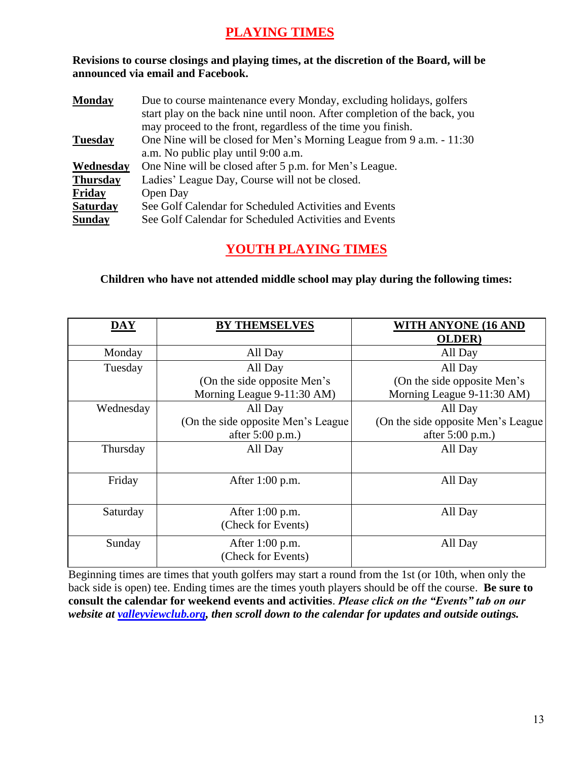# PLAYING TIMES

**Revisions to course closings and playing times, at the discretion of the Board, will be announced via email and Facebook.**

**Monday** — Due to course maintenance every Monday, excluding holidays, golfers start play on the back nine until noon. After completion of the back, you may proceed to the front, regardless of the time you finish.

**Tuesday** — One Nine will be closed for Men's Morning League from 9 a.m. - 11:30 a.m. No public play until 9:00 a.m.

**Wednesday** — One Nine will be closed after 5 p.m. for Men's League.

**Thursday** — Ladies' League Day, Course will not be closed.

**Friday** — Open Day

**Saturday** — See Golf Calendar for Scheduled Activities and Events

**Sunday** — See Golf Calendar for Scheduled Activities and Events

# YOUTH PLAYING TIMES

**Children who have not attended middle school may play during the following times:**

| DAY | BY THEMSELVES | WITH ANYONE (16 AND OLDER) |
|---|---|---|
| Monday | All Day | All Day |
| Tuesday | All Day (On the side opposite Men's Morning League 9-11:30 AM) | All Day (On the side opposite Men's Morning League 9-11:30 AM) |
| Wednesday | All Day (On the side opposite Men's League after 5:00 p.m.) | All Day (On the side opposite Men's League after 5:00 p.m.) |
| Thursday | All Day | All Day |
| Friday | After 1:00 p.m. | All Day |
| Saturday | After 1:00 p.m. (Check for Events) | All Day |
| Sunday | After 1:00 p.m. (Check for Events) | All Day |

Beginning times are times that youth golfers may start a round from the 1st (or 10th, when only the back side is open) tee. Ending times are the times youth players should be off the course. **Be sure to consult the calendar for weekend events and activities**. ***Please click on the "Events" tab on our website at [valleyviewclub.org](http://valleyviewclub.org), then scroll down to the calendar for updates and outside outings.***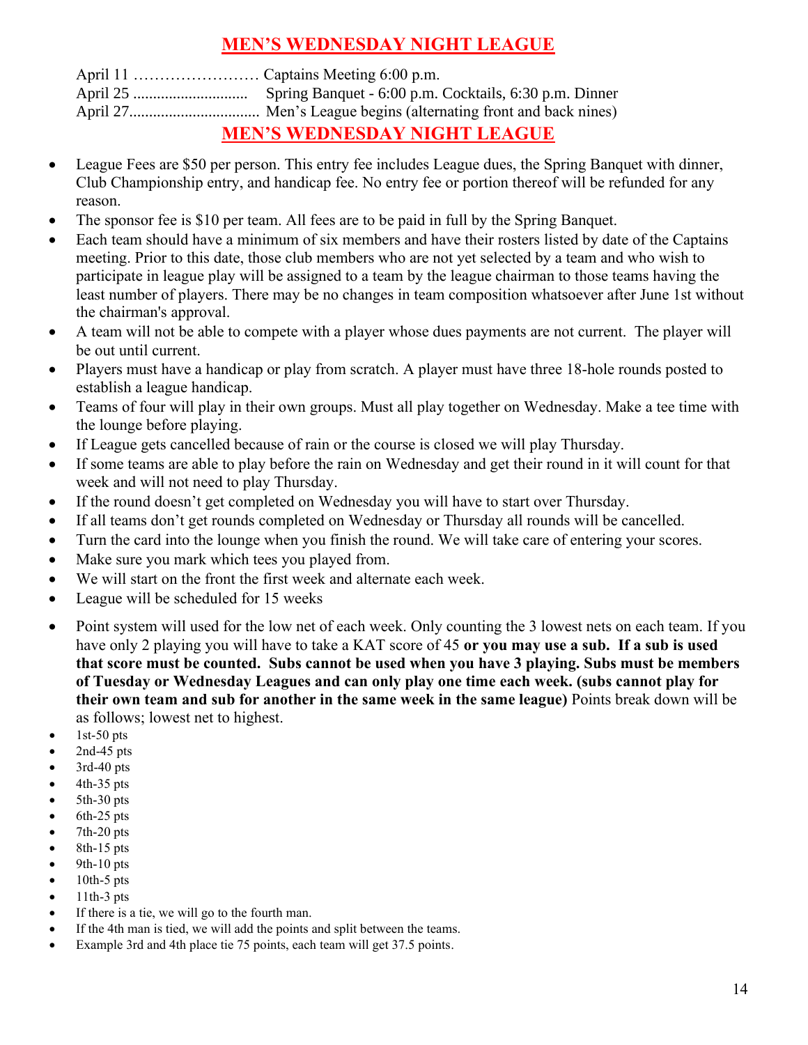## MEN'S WEDNESDAY NIGHT LEAGUE

April 11 …………………… Captains Meeting 6:00 p.m.
April 25 ............................. Spring Banquet - 6:00 p.m. Cocktails, 6:30 p.m. Dinner
April 27................................ Men's League begins (alternating front and back nines)

## MEN'S WEDNESDAY NIGHT LEAGUE

- League Fees are $50 per person. This entry fee includes League dues, the Spring Banquet with dinner, Club Championship entry, and handicap fee. No entry fee or portion thereof will be refunded for any reason.
- The sponsor fee is $10 per team. All fees are to be paid in full by the Spring Banquet.
- Each team should have a minimum of six members and have their rosters listed by date of the Captains meeting. Prior to this date, those club members who are not yet selected by a team and who wish to participate in league play will be assigned to a team by the league chairman to those teams having the least number of players. There may be no changes in team composition whatsoever after June 1st without the chairman's approval.
- A team will not be able to compete with a player whose dues payments are not current. The player will be out until current.
- Players must have a handicap or play from scratch. A player must have three 18-hole rounds posted to establish a league handicap.
- Teams of four will play in their own groups. Must all play together on Wednesday. Make a tee time with the lounge before playing.
- If League gets cancelled because of rain or the course is closed we will play Thursday.
- If some teams are able to play before the rain on Wednesday and get their round in it will count for that week and will not need to play Thursday.
- If the round doesn't get completed on Wednesday you will have to start over Thursday.
- If all teams don't get rounds completed on Wednesday or Thursday all rounds will be cancelled.
- Turn the card into the lounge when you finish the round. We will take care of entering your scores.
- Make sure you mark which tees you played from.
- We will start on the front the first week and alternate each week.
- League will be scheduled for 15 weeks
- Point system will used for the low net of each week. Only counting the 3 lowest nets on each team. If you have only 2 playing you will have to take a KAT score of 45 **or you may use a sub. If a sub is used that score must be counted. Subs cannot be used when you have 3 playing. Subs must be members of Tuesday or Wednesday Leagues and can only play one time each week. (subs cannot play for their own team and sub for another in the same week in the same league)** Points break down will be as follows; lowest net to highest.
- 1st-50 pts
- 2nd-45 pts
- 3rd-40 pts
- 4th-35 pts
- 5th-30 pts
- 6th-25 pts
- 7th-20 pts
- 8th-15 pts
- 9th-10 pts
- 10th-5 pts
- 11th-3 pts
- If there is a tie, we will go to the fourth man.
- If the 4th man is tied, we will add the points and split between the teams.
- Example 3rd and 4th place tie 75 points, each team will get 37.5 points.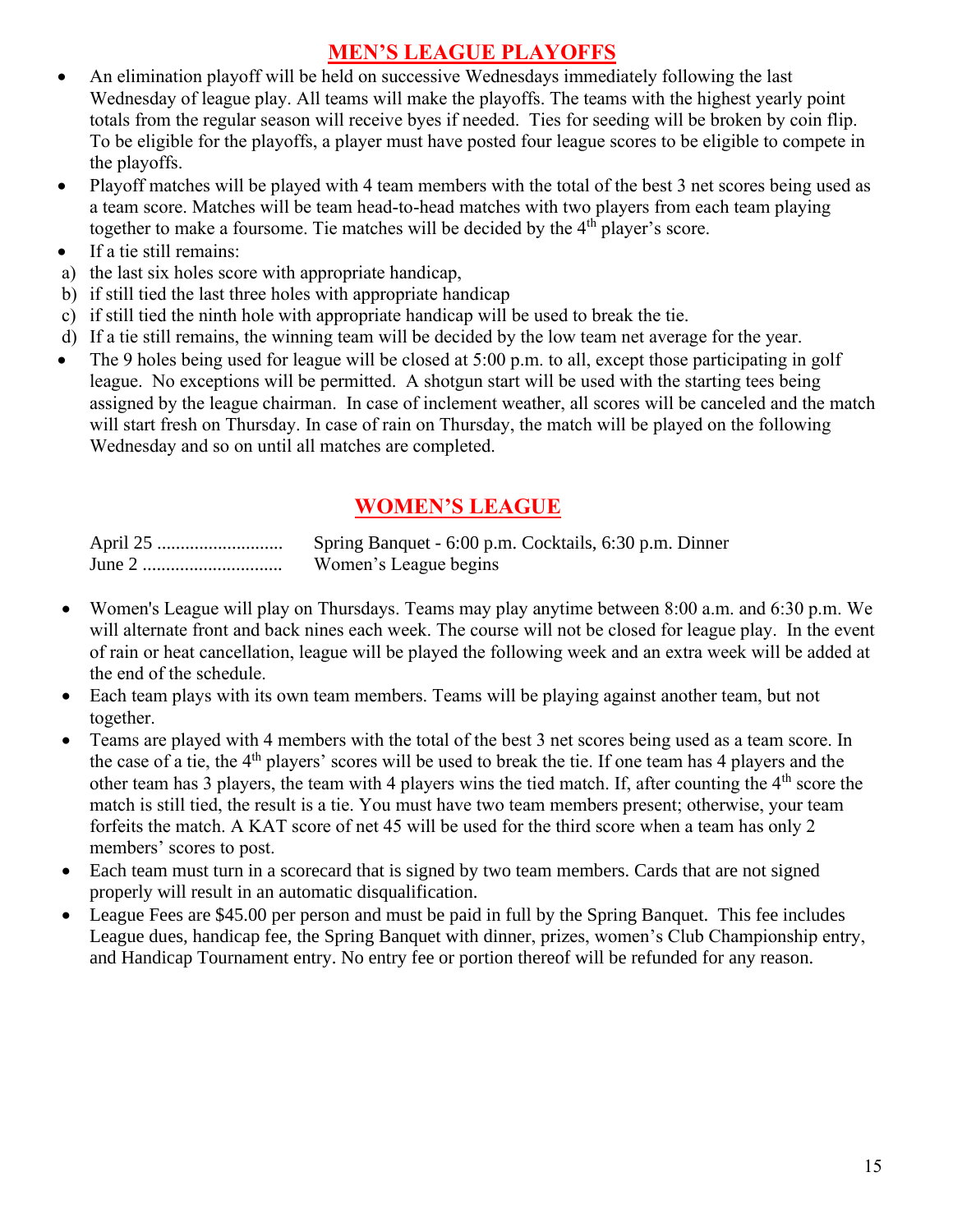## MEN'S LEAGUE PLAYOFFS

- An elimination playoff will be held on successive Wednesdays immediately following the last Wednesday of league play. All teams will make the playoffs. The teams with the highest yearly point totals from the regular season will receive byes if needed. Ties for seeding will be broken by coin flip. To be eligible for the playoffs, a player must have posted four league scores to be eligible to compete in the playoffs.
- Playoff matches will be played with 4 team members with the total of the best 3 net scores being used as a team score. Matches will be team head-to-head matches with two players from each team playing together to make a foursome. Tie matches will be decided by the 4th player's score.
- If a tie still remains:

a) the last six holes score with appropriate handicap,
b) if still tied the last three holes with appropriate handicap
c) if still tied the ninth hole with appropriate handicap will be used to break the tie.
d) If a tie still remains, the winning team will be decided by the low team net average for the year.

- The 9 holes being used for league will be closed at 5:00 p.m. to all, except those participating in golf league. No exceptions will be permitted. A shotgun start will be used with the starting tees being assigned by the league chairman. In case of inclement weather, all scores will be canceled and the match will start fresh on Thursday. In case of rain on Thursday, the match will be played on the following Wednesday and so on until all matches are completed.

## WOMEN'S LEAGUE

April 25 .......................... Spring Banquet - 6:00 p.m. Cocktails, 6:30 p.m. Dinner
June 2 ............................. Women's League begins

- Women's League will play on Thursdays. Teams may play anytime between 8:00 a.m. and 6:30 p.m. We will alternate front and back nines each week. The course will not be closed for league play. In the event of rain or heat cancellation, league will be played the following week and an extra week will be added at the end of the schedule.
- Each team plays with its own team members. Teams will be playing against another team, but not together.
- Teams are played with 4 members with the total of the best 3 net scores being used as a team score. In the case of a tie, the 4th players' scores will be used to break the tie. If one team has 4 players and the other team has 3 players, the team with 4 players wins the tied match. If, after counting the 4th score the match is still tied, the result is a tie. You must have two team members present; otherwise, your team forfeits the match. A KAT score of net 45 will be used for the third score when a team has only 2 members' scores to post.
- Each team must turn in a scorecard that is signed by two team members. Cards that are not signed properly will result in an automatic disqualification.
- League Fees are $45.00 per person and must be paid in full by the Spring Banquet. This fee includes League dues, handicap fee, the Spring Banquet with dinner, prizes, women's Club Championship entry, and Handicap Tournament entry. No entry fee or portion thereof will be refunded for any reason.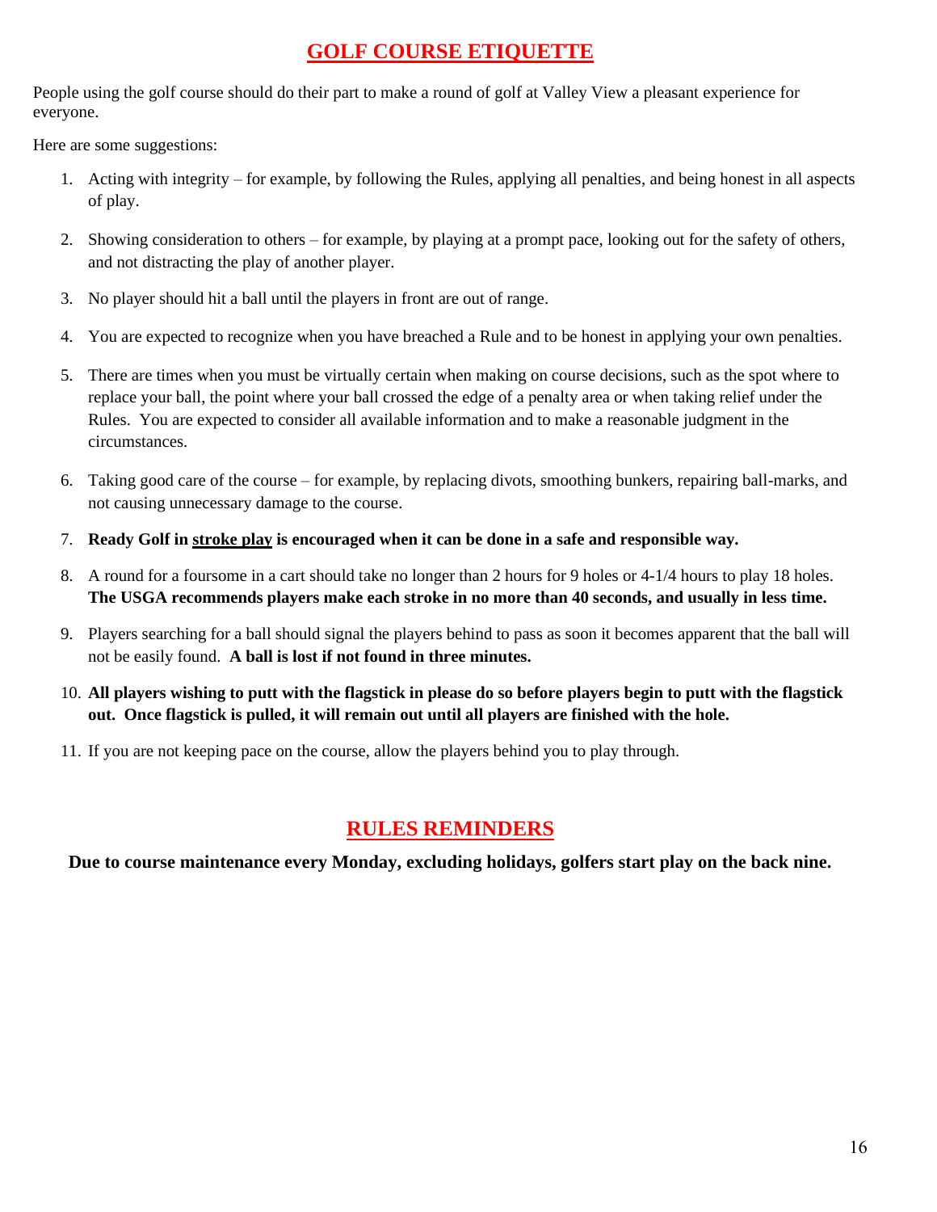## GOLF COURSE ETIQUETTE

People using the golf course should do their part to make a round of golf at Valley View a pleasant experience for everyone.

Here are some suggestions:

1. Acting with integrity – for example, by following the Rules, applying all penalties, and being honest in all aspects of play.
2. Showing consideration to others – for example, by playing at a prompt pace, looking out for the safety of others, and not distracting the play of another player.
3. No player should hit a ball until the players in front are out of range.
4. You are expected to recognize when you have breached a Rule and to be honest in applying your own penalties.
5. There are times when you must be virtually certain when making on course decisions, such as the spot where to replace your ball, the point where your ball crossed the edge of a penalty area or when taking relief under the Rules. You are expected to consider all available information and to make a reasonable judgment in the circumstances.
6. Taking good care of the course – for example, by replacing divots, smoothing bunkers, repairing ball-marks, and not causing unnecessary damage to the course.
7. **Ready Golf in <u>stroke play</u> is encouraged when it can be done in a safe and responsible way.**
8. A round for a foursome in a cart should take no longer than 2 hours for 9 holes or 4-1/4 hours to play 18 holes. **The USGA recommends players make each stroke in no more than 40 seconds, and usually in less time.**
9. Players searching for a ball should signal the players behind to pass as soon it becomes apparent that the ball will not be easily found. **A ball is lost if not found in three minutes.**
10. **All players wishing to putt with the flagstick in please do so before players begin to putt with the flagstick out. Once flagstick is pulled, it will remain out until all players are finished with the hole.**
11. If you are not keeping pace on the course, allow the players behind you to play through.

## RULES REMINDERS

**Due to course maintenance every Monday, excluding holidays, golfers start play on the back nine.**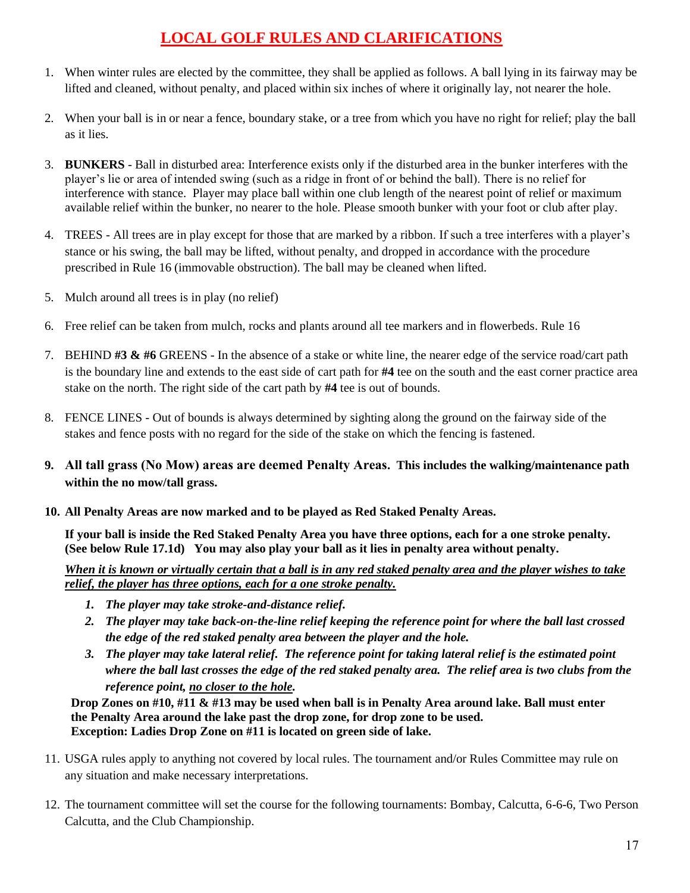# LOCAL GOLF RULES AND CLARIFICATIONS

1. When winter rules are elected by the committee, they shall be applied as follows. A ball lying in its fairway may be lifted and cleaned, without penalty, and placed within six inches of where it originally lay, not nearer the hole.

2. When your ball is in or near a fence, boundary stake, or a tree from which you have no right for relief; play the ball as it lies.

3. **BUNKERS** - Ball in disturbed area: Interference exists only if the disturbed area in the bunker interferes with the player's lie or area of intended swing (such as a ridge in front of or behind the ball). There is no relief for interference with stance. Player may place ball within one club length of the nearest point of relief or maximum available relief within the bunker, no nearer to the hole. Please smooth bunker with your foot or club after play.

4. TREES - All trees are in play except for those that are marked by a ribbon. If such a tree interferes with a player's stance or his swing, the ball may be lifted, without penalty, and dropped in accordance with the procedure prescribed in Rule 16 (immovable obstruction). The ball may be cleaned when lifted.

5. Mulch around all trees is in play (no relief)

6. Free relief can be taken from mulch, rocks and plants around all tee markers and in flowerbeds. Rule 16

7. BEHIND **#3 & #6** GREENS - In the absence of a stake or white line, the nearer edge of the service road/cart path is the boundary line and extends to the east side of cart path for **#4** tee on the south and the east corner practice area stake on the north. The right side of the cart path by **#4** tee is out of bounds.

8. FENCE LINES - Out of bounds is always determined by sighting along the ground on the fairway side of the stakes and fence posts with no regard for the side of the stake on which the fencing is fastened.

9. **All tall grass (No Mow) areas are deemed Penalty Areas. This includes the walking/maintenance path within the no mow/tall grass.**

10. **All Penalty Areas are now marked and to be played as Red Staked Penalty Areas.**

    **If your ball is inside the Red Staked Penalty Area you have three options, each for a one stroke penalty. (See below Rule 17.1d) You may also play your ball as it lies in penalty area without penalty.**

    ***When it is known or virtually certain that a ball is in any red staked penalty area and the player wishes to take relief, the player has three options, each for a one stroke penalty.***

    1. ***The player may take stroke-and-distance relief.***
    2. ***The player may take back-on-the-line relief keeping the reference point for where the ball last crossed the edge of the red staked penalty area between the player and the hole.***
    3. ***The player may take lateral relief. The reference point for taking lateral relief is the estimated point where the ball last crosses the edge of the red staked penalty area. The relief area is two clubs from the reference point, no closer to the hole.***

    **Drop Zones on #10, #11 & #13 may be used when ball is in Penalty Area around lake. Ball must enter the Penalty Area around the lake past the drop zone, for drop zone to be used.**
    **Exception: Ladies Drop Zone on #11 is located on green side of lake.**

11. USGA rules apply to anything not covered by local rules. The tournament and/or Rules Committee may rule on any situation and make necessary interpretations.

12. The tournament committee will set the course for the following tournaments: Bombay, Calcutta, 6-6-6, Two Person Calcutta, and the Club Championship.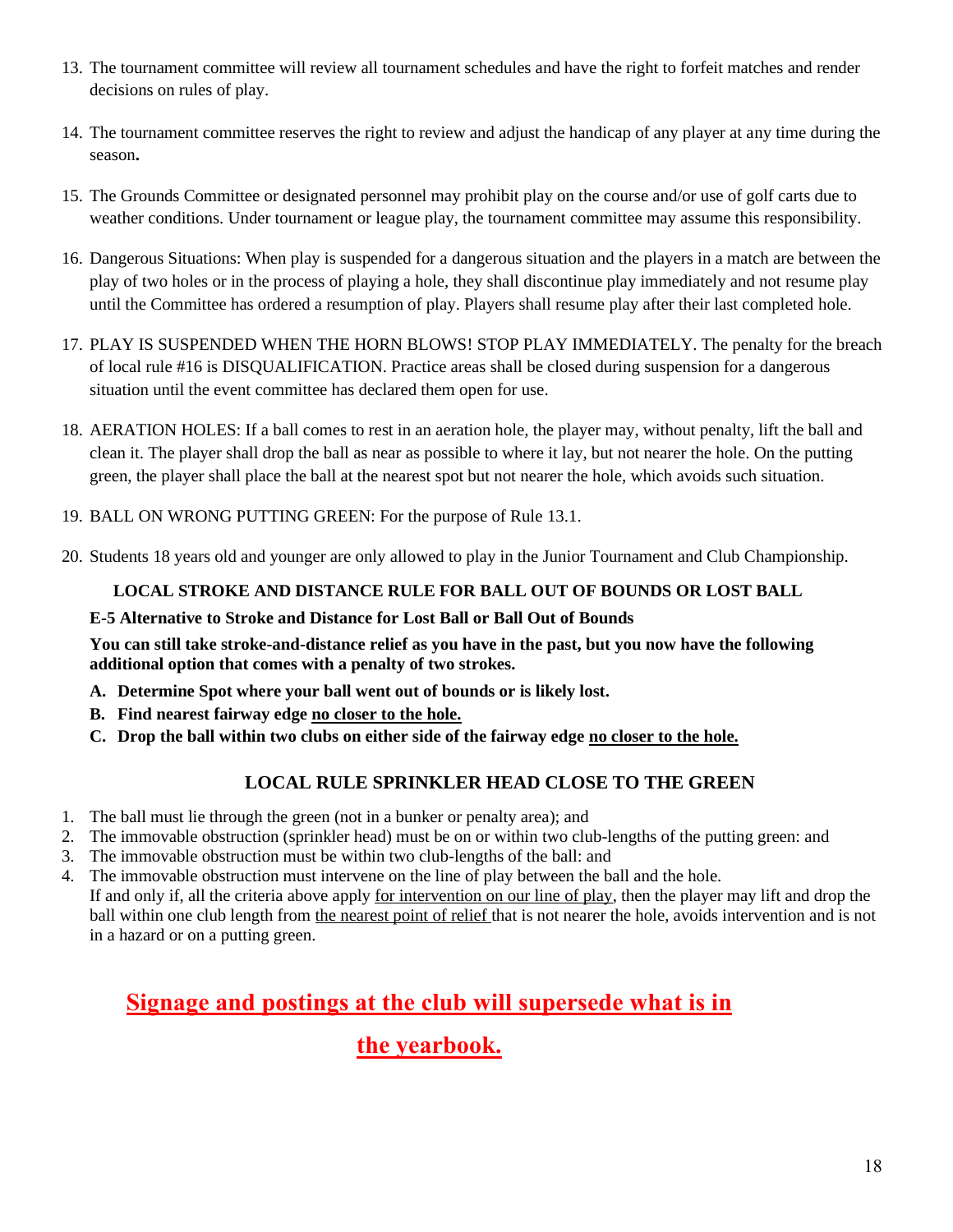13. The tournament committee will review all tournament schedules and have the right to forfeit matches and render decisions on rules of play.

14. The tournament committee reserves the right to review and adjust the handicap of any player at any time during the season**.**

15. The Grounds Committee or designated personnel may prohibit play on the course and/or use of golf carts due to weather conditions. Under tournament or league play, the tournament committee may assume this responsibility.

16. Dangerous Situations: When play is suspended for a dangerous situation and the players in a match are between the play of two holes or in the process of playing a hole, they shall discontinue play immediately and not resume play until the Committee has ordered a resumption of play. Players shall resume play after their last completed hole.

17. PLAY IS SUSPENDED WHEN THE HORN BLOWS! STOP PLAY IMMEDIATELY. The penalty for the breach of local rule #16 is DISQUALIFICATION. Practice areas shall be closed during suspension for a dangerous situation until the event committee has declared them open for use.

18. AERATION HOLES: If a ball comes to rest in an aeration hole, the player may, without penalty, lift the ball and clean it. The player shall drop the ball as near as possible to where it lay, but not nearer the hole. On the putting green, the player shall place the ball at the nearest spot but not nearer the hole, which avoids such situation.

19. BALL ON WRONG PUTTING GREEN: For the purpose of Rule 13.1.

20. Students 18 years old and younger are only allowed to play in the Junior Tournament and Club Championship.

**LOCAL STROKE AND DISTANCE RULE FOR BALL OUT OF BOUNDS OR LOST BALL**

**E-5 Alternative to Stroke and Distance for Lost Ball or Ball Out of Bounds**

**You can still take stroke-and-distance relief as you have in the past, but you now have the following additional option that comes with a penalty of two strokes.**

**A. Determine Spot where your ball went out of bounds or is likely lost.**

**B. Find nearest fairway edge <u>no closer to the hole.</u>**

**C. Drop the ball within two clubs on either side of the fairway edge <u>no closer to the hole.</u>**

**LOCAL RULE SPRINKLER HEAD CLOSE TO THE GREEN**

1. The ball must lie through the green (not in a bunker or penalty area); and
2. The immovable obstruction (sprinkler head) must be on or within two club-lengths of the putting green: and
3. The immovable obstruction must be within two club-lengths of the ball: and
4. The immovable obstruction must intervene on the line of play between the ball and the hole.
   If and only if, all the criteria above apply <u>for intervention on our line of play</u>, then the player may lift and drop the ball within one club length from <u>the nearest point of relief</u> that is not nearer the hole, avoids intervention and is not in a hazard or on a putting green.

**<u>Signage and postings at the club will supersede what is in the yearbook.</u>**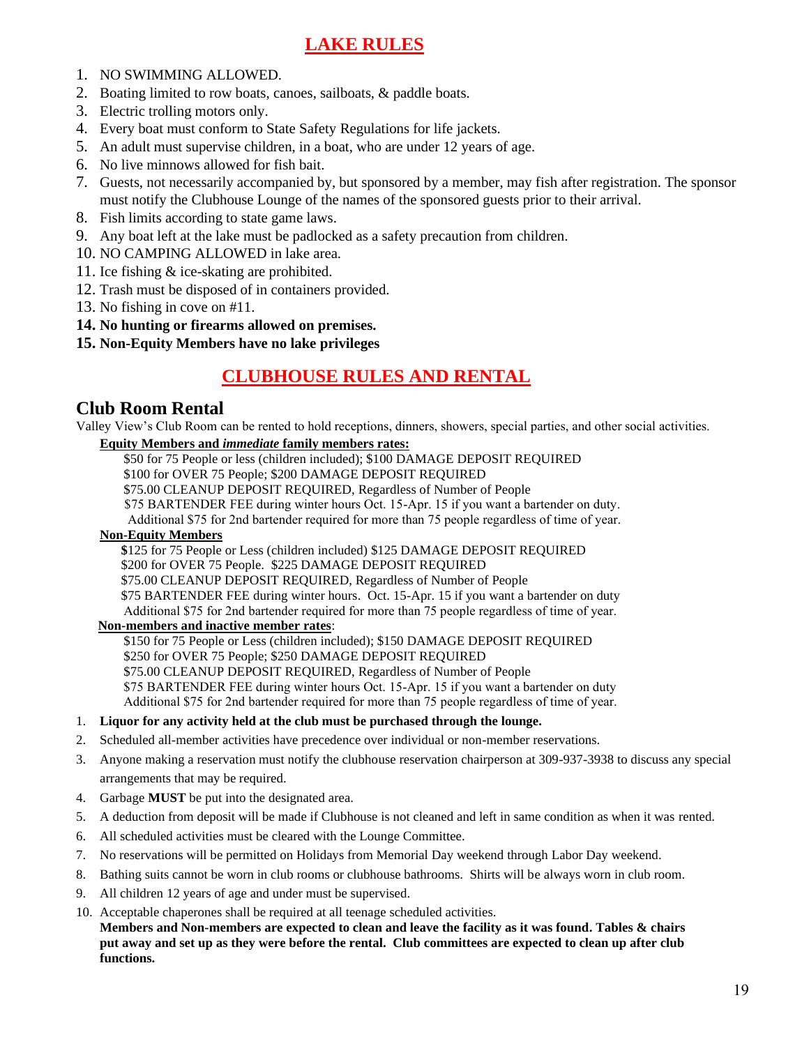# LAKE RULES

1. NO SWIMMING ALLOWED.
2. Boating limited to row boats, canoes, sailboats, & paddle boats.
3. Electric trolling motors only.
4. Every boat must conform to State Safety Regulations for life jackets.
5. An adult must supervise children, in a boat, who are under 12 years of age.
6. No live minnows allowed for fish bait.
7. Guests, not necessarily accompanied by, but sponsored by a member, may fish after registration. The sponsor must notify the Clubhouse Lounge of the names of the sponsored guests prior to their arrival.
8. Fish limits according to state game laws.
9. Any boat left at the lake must be padlocked as a safety precaution from children.
10. NO CAMPING ALLOWED in lake area.
11. Ice fishing & ice-skating are prohibited.
12. Trash must be disposed of in containers provided.
13. No fishing in cove on #11.
14. **No hunting or firearms allowed on premises.**
15. **Non-Equity Members have no lake privileges**

# CLUBHOUSE RULES AND RENTAL

## Club Room Rental

Valley View's Club Room can be rented to hold receptions, dinners, showers, special parties, and other social activities.

**Equity Members and *immediate* family members rates:**

$50 for 75 People or less (children included); $100 DAMAGE DEPOSIT REQUIRED
$100 for OVER 75 People; $200 DAMAGE DEPOSIT REQUIRED
$75.00 CLEANUP DEPOSIT REQUIRED, Regardless of Number of People
$75 BARTENDER FEE during winter hours Oct. 15-Apr. 15 if you want a bartender on duty.
Additional $75 for 2nd bartender required for more than 75 people regardless of time of year.

**Non-Equity Members**

$125 for 75 People or Less (children included) $125 DAMAGE DEPOSIT REQUIRED
$200 for OVER 75 People. $225 DAMAGE DEPOSIT REQUIRED
$75.00 CLEANUP DEPOSIT REQUIRED, Regardless of Number of People
$75 BARTENDER FEE during winter hours. Oct. 15-Apr. 15 if you want a bartender on duty
Additional $75 for 2nd bartender required for more than 75 people regardless of time of year.

**Non-members and inactive member rates**:

$150 for 75 People or Less (children included); $150 DAMAGE DEPOSIT REQUIRED
$250 for OVER 75 People; $250 DAMAGE DEPOSIT REQUIRED
$75.00 CLEANUP DEPOSIT REQUIRED, Regardless of Number of People
$75 BARTENDER FEE during winter hours Oct. 15-Apr. 15 if you want a bartender on duty
Additional $75 for 2nd bartender required for more than 75 people regardless of time of year.

1. **Liquor for any activity held at the club must be purchased through the lounge.**
2. Scheduled all-member activities have precedence over individual or non-member reservations.
3. Anyone making a reservation must notify the clubhouse reservation chairperson at 309-937-3938 to discuss any special arrangements that may be required.
4. Garbage **MUST** be put into the designated area.
5. A deduction from deposit will be made if Clubhouse is not cleaned and left in same condition as when it was rented.
6. All scheduled activities must be cleared with the Lounge Committee.
7. No reservations will be permitted on Holidays from Memorial Day weekend through Labor Day weekend.
8. Bathing suits cannot be worn in club rooms or clubhouse bathrooms. Shirts will be always worn in club room.
9. All children 12 years of age and under must be supervised.
10. Acceptable chaperones shall be required at all teenage scheduled activities.

**Members and Non-members are expected to clean and leave the facility as it was found. Tables & chairs put away and set up as they were before the rental. Club committees are expected to clean up after club functions.**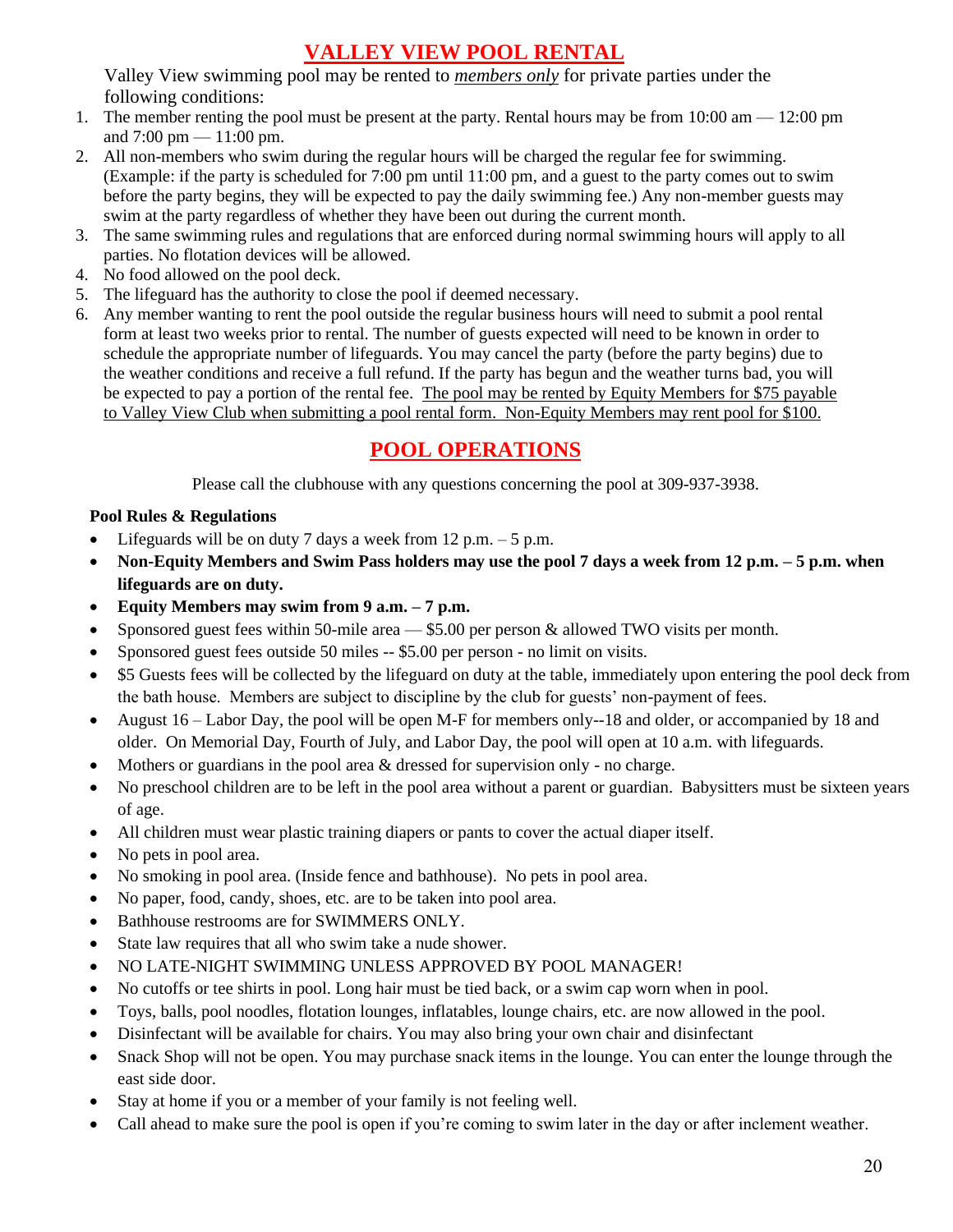# VALLEY VIEW POOL RENTAL

Valley View swimming pool may be rented to ***members only*** for private parties under the following conditions:

1. The member renting the pool must be present at the party. Rental hours may be from 10:00 am — 12:00 pm and 7:00 pm — 11:00 pm.
2. All non-members who swim during the regular hours will be charged the regular fee for swimming. (Example: if the party is scheduled for 7:00 pm until 11:00 pm, and a guest to the party comes out to swim before the party begins, they will be expected to pay the daily swimming fee.) Any non-member guests may swim at the party regardless of whether they have been out during the current month.
3. The same swimming rules and regulations that are enforced during normal swimming hours will apply to all parties. No flotation devices will be allowed.
4. No food allowed on the pool deck.
5. The lifeguard has the authority to close the pool if deemed necessary.
6. Any member wanting to rent the pool outside the regular business hours will need to submit a pool rental form at least two weeks prior to rental. The number of guests expected will need to be known in order to schedule the appropriate number of lifeguards. You may cancel the party (before the party begins) due to the weather conditions and receive a full refund. If the party has begun and the weather turns bad, you will be expected to pay a portion of the rental fee. The pool may be rented by Equity Members for $75 payable to Valley View Club when submitting a pool rental form. Non-Equity Members may rent pool for $100.

# POOL OPERATIONS

Please call the clubhouse with any questions concerning the pool at 309-937-3938.

**Pool Rules & Regulations**

- Lifeguards will be on duty 7 days a week from 12 p.m. – 5 p.m.
- **Non-Equity Members and Swim Pass holders may use the pool 7 days a week from 12 p.m. – 5 p.m. when lifeguards are on duty.**
- **Equity Members may swim from 9 a.m. – 7 p.m.**
- Sponsored guest fees within 50-mile area — $5.00 per person & allowed TWO visits per month.
- Sponsored guest fees outside 50 miles -- $5.00 per person - no limit on visits.
- $5 Guests fees will be collected by the lifeguard on duty at the table, immediately upon entering the pool deck from the bath house. Members are subject to discipline by the club for guests' non-payment of fees.
- August 16 – Labor Day, the pool will be open M-F for members only--18 and older, or accompanied by 18 and older. On Memorial Day, Fourth of July, and Labor Day, the pool will open at 10 a.m. with lifeguards.
- Mothers or guardians in the pool area & dressed for supervision only - no charge.
- No preschool children are to be left in the pool area without a parent or guardian. Babysitters must be sixteen years of age.
- All children must wear plastic training diapers or pants to cover the actual diaper itself.
- No pets in pool area.
- No smoking in pool area. (Inside fence and bathhouse). No pets in pool area.
- No paper, food, candy, shoes, etc. are to be taken into pool area.
- Bathhouse restrooms are for SWIMMERS ONLY.
- State law requires that all who swim take a nude shower.
- NO LATE-NIGHT SWIMMING UNLESS APPROVED BY POOL MANAGER!
- No cutoffs or tee shirts in pool. Long hair must be tied back, or a swim cap worn when in pool.
- Toys, balls, pool noodles, flotation lounges, inflatables, lounge chairs, etc. are now allowed in the pool.
- Disinfectant will be available for chairs. You may also bring your own chair and disinfectant
- Snack Shop will not be open. You may purchase snack items in the lounge. You can enter the lounge through the east side door.
- Stay at home if you or a member of your family is not feeling well.
- Call ahead to make sure the pool is open if you're coming to swim later in the day or after inclement weather.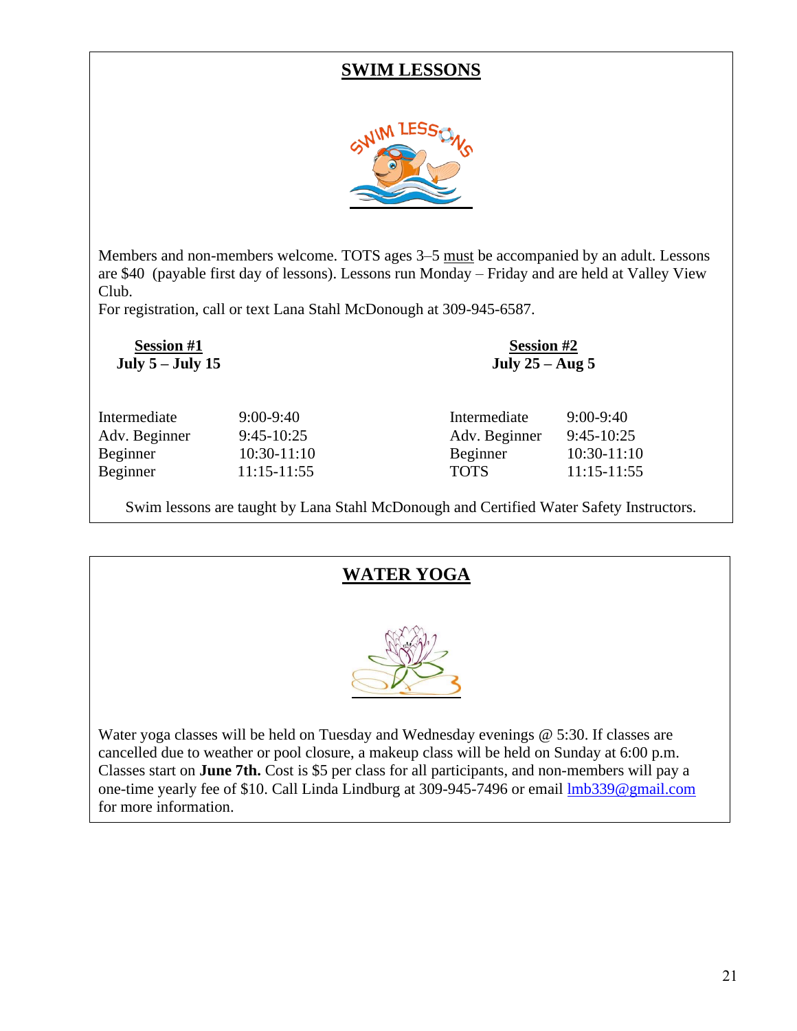## SWIM LESSONS

Members and non-members welcome. TOTS ages 3–5 must be accompanied by an adult. Lessons are $40 (payable first day of lessons). Lessons run Monday – Friday and are held at Valley View Club.

For registration, call or text Lana Stahl McDonough at 309-945-6587.

**Session #1**
**July 5 – July 15**

| | |
|---|---|
| Intermediate | 9:00-9:40 |
| Adv. Beginner | 9:45-10:25 |
| Beginner | 10:30-11:10 |
| Beginner | 11:15-11:55 |

**Session #2**
**July 25 – Aug 5**

| | |
|---|---|
| Intermediate | 9:00-9:40 |
| Adv. Beginner | 9:45-10:25 |
| Beginner | 10:30-11:10 |
| TOTS | 11:15-11:55 |

Swim lessons are taught by Lana Stahl McDonough and Certified Water Safety Instructors.

## WATER YOGA

Water yoga classes will be held on Tuesday and Wednesday evenings @ 5:30. If classes are cancelled due to weather or pool closure, a makeup class will be held on Sunday at 6:00 p.m. Classes start on **June 7th.** Cost is $5 per class for all participants, and non-members will pay a one-time yearly fee of $10. Call Linda Lindburg at 309-945-7496 or email lmb339@gmail.com for more information.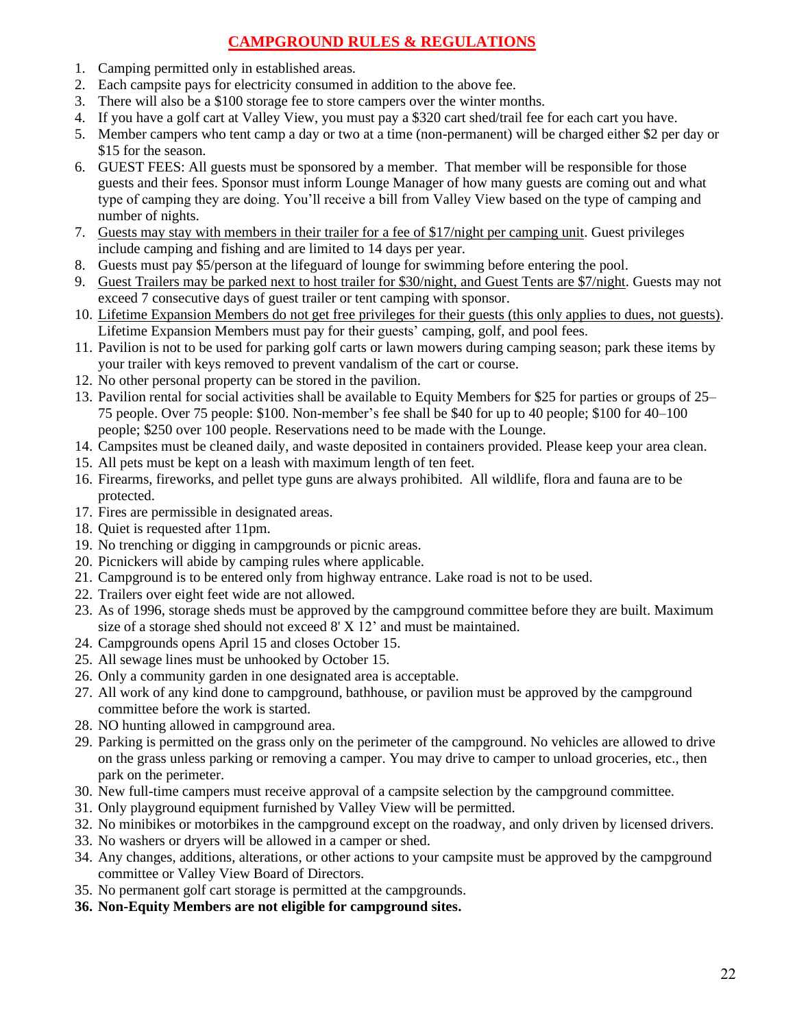# CAMPGROUND RULES & REGULATIONS

1. Camping permitted only in established areas.
2. Each campsite pays for electricity consumed in addition to the above fee.
3. There will also be a $100 storage fee to store campers over the winter months.
4. If you have a golf cart at Valley View, you must pay a $320 cart shed/trail fee for each cart you have.
5. Member campers who tent camp a day or two at a time (non-permanent) will be charged either $2 per day or $15 for the season.
6. GUEST FEES: All guests must be sponsored by a member. That member will be responsible for those guests and their fees. Sponsor must inform Lounge Manager of how many guests are coming out and what type of camping they are doing. You'll receive a bill from Valley View based on the type of camping and number of nights.
7. Guests may stay with members in their trailer for a fee of $17/night per camping unit. Guest privileges include camping and fishing and are limited to 14 days per year.
8. Guests must pay $5/person at the lifeguard of lounge for swimming before entering the pool.
9. Guest Trailers may be parked next to host trailer for $30/night, and Guest Tents are $7/night. Guests may not exceed 7 consecutive days of guest trailer or tent camping with sponsor.
10. Lifetime Expansion Members do not get free privileges for their guests (this only applies to dues, not guests). Lifetime Expansion Members must pay for their guests' camping, golf, and pool fees.
11. Pavilion is not to be used for parking golf carts or lawn mowers during camping season; park these items by your trailer with keys removed to prevent vandalism of the cart or course.
12. No other personal property can be stored in the pavilion.
13. Pavilion rental for social activities shall be available to Equity Members for $25 for parties or groups of 25–75 people. Over 75 people: $100. Non-member's fee shall be $40 for up to 40 people; $100 for 40–100 people; $250 over 100 people. Reservations need to be made with the Lounge.
14. Campsites must be cleaned daily, and waste deposited in containers provided. Please keep your area clean.
15. All pets must be kept on a leash with maximum length of ten feet.
16. Firearms, fireworks, and pellet type guns are always prohibited. All wildlife, flora and fauna are to be protected.
17. Fires are permissible in designated areas.
18. Quiet is requested after 11pm.
19. No trenching or digging in campgrounds or picnic areas.
20. Picnickers will abide by camping rules where applicable.
21. Campground is to be entered only from highway entrance. Lake road is not to be used.
22. Trailers over eight feet wide are not allowed.
23. As of 1996, storage sheds must be approved by the campground committee before they are built. Maximum size of a storage shed should not exceed 8' X 12' and must be maintained.
24. Campgrounds opens April 15 and closes October 15.
25. All sewage lines must be unhooked by October 15.
26. Only a community garden in one designated area is acceptable.
27. All work of any kind done to campground, bathhouse, or pavilion must be approved by the campground committee before the work is started.
28. NO hunting allowed in campground area.
29. Parking is permitted on the grass only on the perimeter of the campground. No vehicles are allowed to drive on the grass unless parking or removing a camper. You may drive to camper to unload groceries, etc., then park on the perimeter.
30. New full-time campers must receive approval of a campsite selection by the campground committee.
31. Only playground equipment furnished by Valley View will be permitted.
32. No minibikes or motorbikes in the campground except on the roadway, and only driven by licensed drivers.
33. No washers or dryers will be allowed in a camper or shed.
34. Any changes, additions, alterations, or other actions to your campsite must be approved by the campground committee or Valley View Board of Directors.
35. No permanent golf cart storage is permitted at the campgrounds.
36. **Non-Equity Members are not eligible for campground sites.**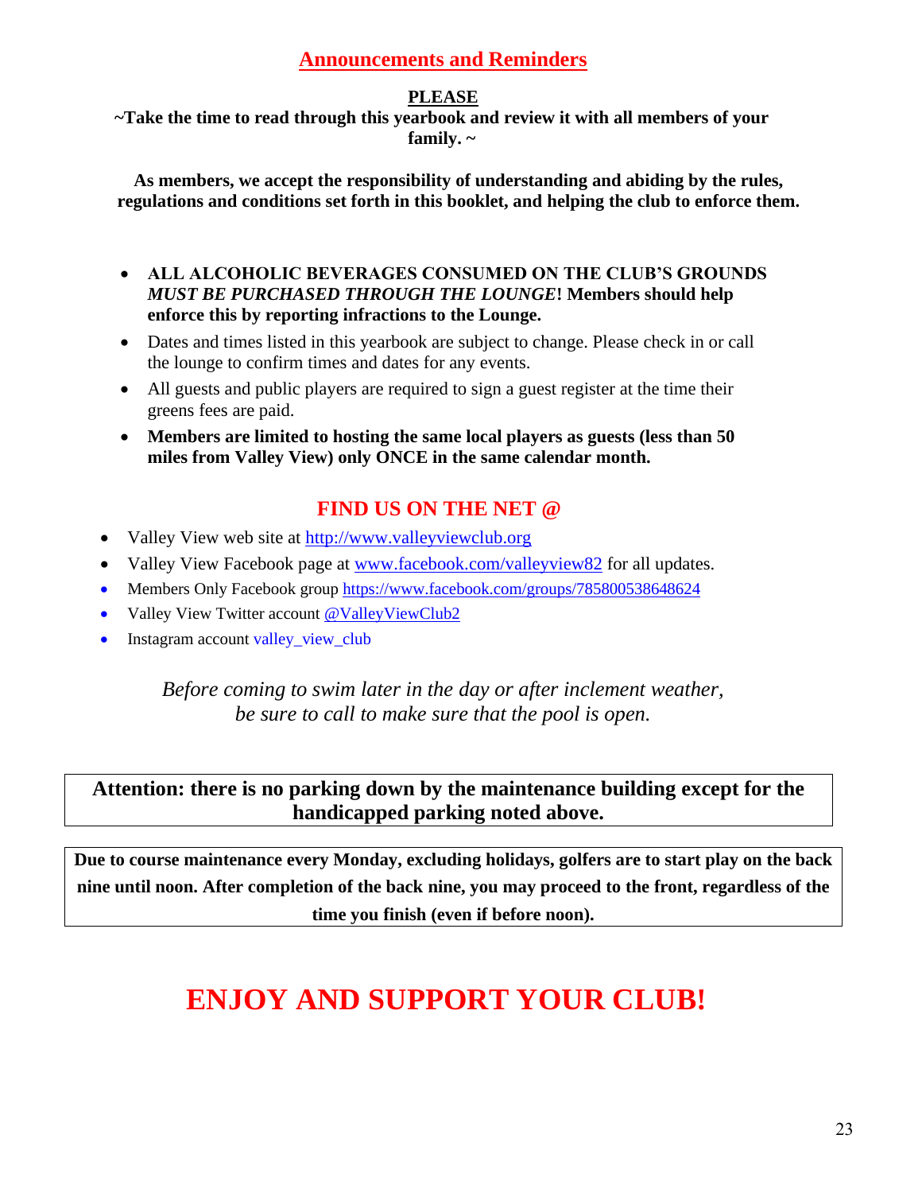## Announcements and Reminders

**PLEASE**

**~Take the time to read through this yearbook and review it with all members of your family. ~**

**As members, we accept the responsibility of understanding and abiding by the rules, regulations and conditions set forth in this booklet, and helping the club to enforce them.**

- **ALL ALCOHOLIC BEVERAGES CONSUMED ON THE CLUB'S GROUNDS *MUST BE PURCHASED THROUGH THE LOUNGE*! Members should help enforce this by reporting infractions to the Lounge.**
- Dates and times listed in this yearbook are subject to change. Please check in or call the lounge to confirm times and dates for any events.
- All guests and public players are required to sign a guest register at the time their greens fees are paid.
- **Members are limited to hosting the same local players as guests (less than 50 miles from Valley View) only ONCE in the same calendar month.**

## FIND US ON THE NET @

- Valley View web site at http://www.valleyviewclub.org
- Valley View Facebook page at www.facebook.com/valleyview82 for all updates.
- Members Only Facebook group https://www.facebook.com/groups/785800538648624
- Valley View Twitter account @ValleyViewClub2
- Instagram account valley_view_club

*Before coming to swim later in the day or after inclement weather, be sure to call to make sure that the pool is open.*

**Attention: there is no parking down by the maintenance building except for the handicapped parking noted above.**

**Due to course maintenance every Monday, excluding holidays, golfers are to start play on the back nine until noon. After completion of the back nine, you may proceed to the front, regardless of the time you finish (even if before noon).**

# ENJOY AND SUPPORT YOUR CLUB!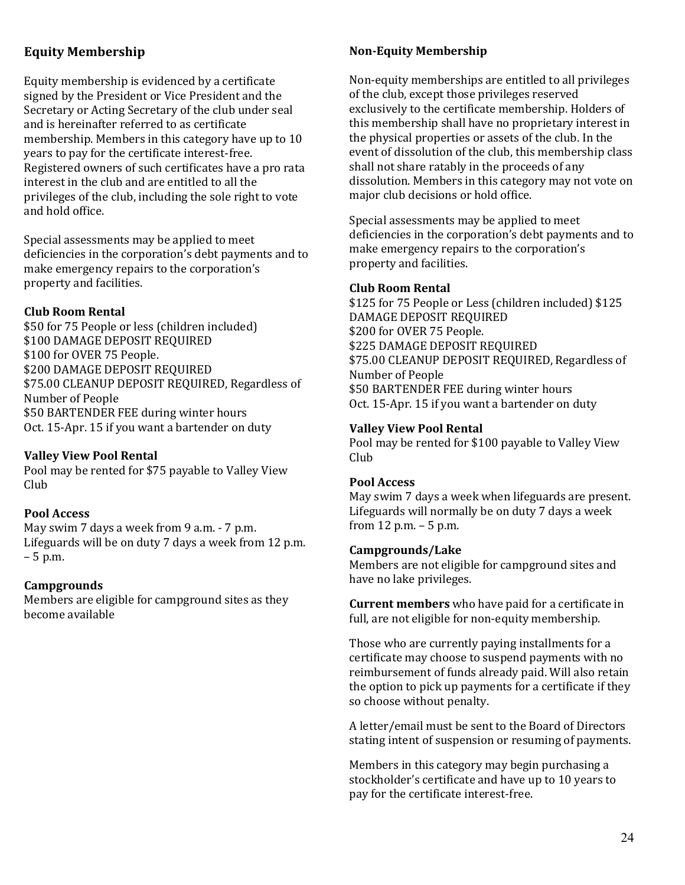## Equity Membership

Equity membership is evidenced by a certificate signed by the President or Vice President and the Secretary or Acting Secretary of the club under seal and is hereinafter referred to as certificate membership. Members in this category have up to 10 years to pay for the certificate interest-free. Registered owners of such certificates have a pro rata interest in the club and are entitled to all the privileges of the club, including the sole right to vote and hold office.

Special assessments may be applied to meet deficiencies in the corporation's debt payments and to make emergency repairs to the corporation's property and facilities.

**Club Room Rental**
$50 for 75 People or less (children included)
$100 DAMAGE DEPOSIT REQUIRED
$100 for OVER 75 People.
$200 DAMAGE DEPOSIT REQUIRED
$75.00 CLEANUP DEPOSIT REQUIRED, Regardless of Number of People
$50 BARTENDER FEE during winter hours
Oct. 15-Apr. 15 if you want a bartender on duty

**Valley View Pool Rental**
Pool may be rented for $75 payable to Valley View Club

**Pool Access**
May swim 7 days a week from 9 a.m. - 7 p.m. Lifeguards will be on duty 7 days a week from 12 p.m. – 5 p.m.

**Campgrounds**
Members are eligible for campground sites as they become available

### Non-Equity Membership

Non-equity memberships are entitled to all privileges of the club, except those privileges reserved exclusively to the certificate membership. Holders of this membership shall have no proprietary interest in the physical properties or assets of the club. In the event of dissolution of the club, this membership class shall not share ratably in the proceeds of any dissolution. Members in this category may not vote on major club decisions or hold office.

Special assessments may be applied to meet deficiencies in the corporation's debt payments and to make emergency repairs to the corporation's property and facilities.

**Club Room Rental**
$125 for 75 People or Less (children included) $125 DAMAGE DEPOSIT REQUIRED
$200 for OVER 75 People.
$225 DAMAGE DEPOSIT REQUIRED
$75.00 CLEANUP DEPOSIT REQUIRED, Regardless of Number of People
$50 BARTENDER FEE during winter hours
Oct. 15-Apr. 15 if you want a bartender on duty

**Valley View Pool Rental**
Pool may be rented for $100 payable to Valley View Club

**Pool Access**
May swim 7 days a week when lifeguards are present. Lifeguards will normally be on duty 7 days a week from 12 p.m. – 5 p.m.

**Campgrounds/Lake**
Members are not eligible for campground sites and have no lake privileges.

**Current members** who have paid for a certificate in full, are not eligible for non-equity membership.

Those who are currently paying installments for a certificate may choose to suspend payments with no reimbursement of funds already paid. Will also retain the option to pick up payments for a certificate if they so choose without penalty.

A letter/email must be sent to the Board of Directors stating intent of suspension or resuming of payments.

Members in this category may begin purchasing a stockholder's certificate and have up to 10 years to pay for the certificate interest-free.